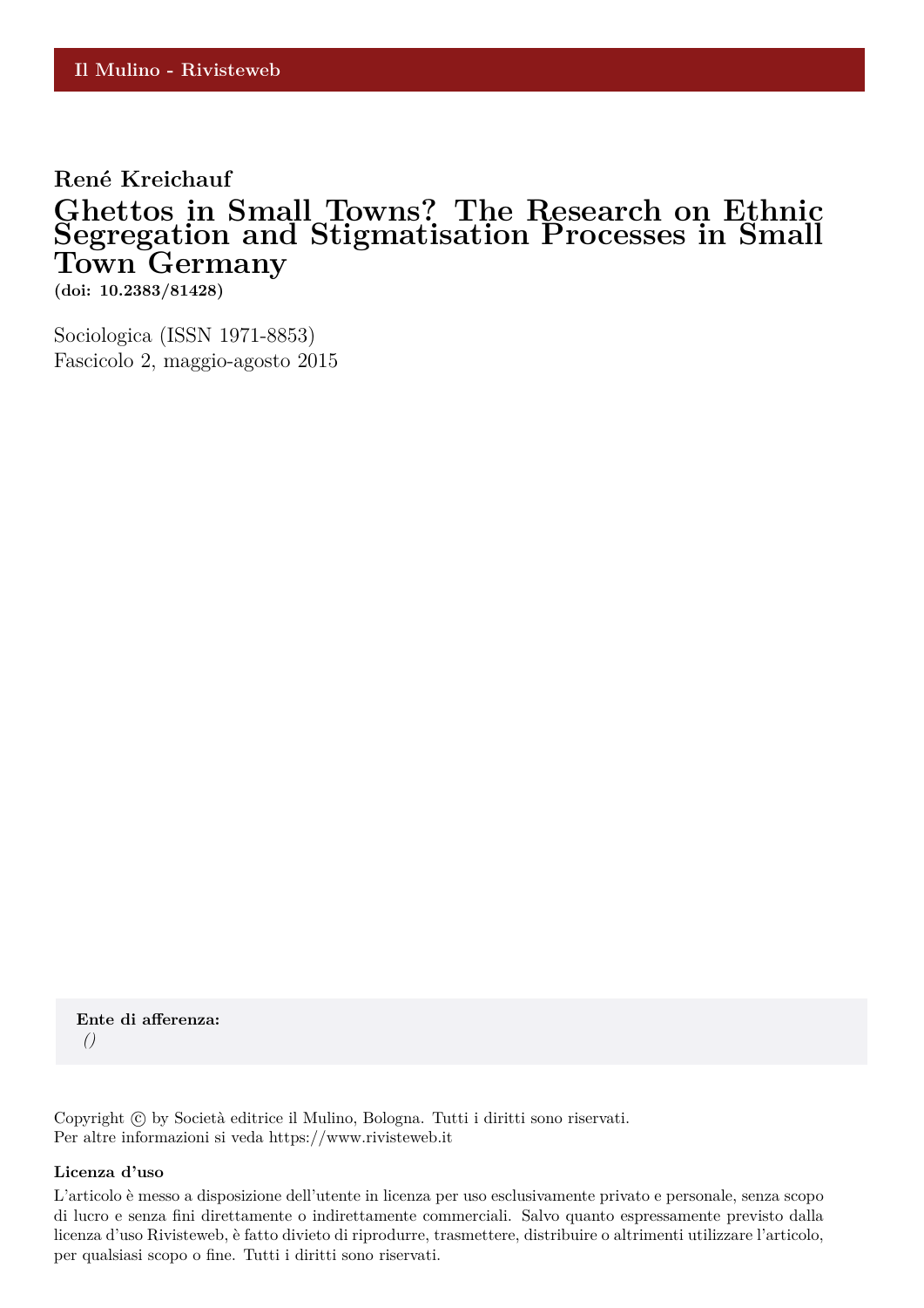Il Mulino - Rivisteweb

**René Kreichauf**

# Ghettos in Small Towns? The Research on Ethnic Segregation and Stigmatisation Processes in Small Town Germany

**(doi: 10.2383/81428)**

Sociologica (ISSN 1971-8853)
Fascicolo 2, maggio-agosto 2015

**Ente di afferenza:**
*()*

Copyright © by Società editrice il Mulino, Bologna. Tutti i diritti sono riservati.
Per altre informazioni si veda https://www.rivisteweb.it

**Licenza d'uso**

L'articolo è messo a disposizione dell'utente in licenza per uso esclusivamente privato e personale, senza scopo di lucro e senza fini direttamente o indirettamente commerciali. Salvo quanto espressamente previsto dalla licenza d'uso Rivisteweb, è fatto divieto di riprodurre, trasmettere, distribuire o altrimenti utilizzare l'articolo, per qualsiasi scopo o fine. Tutti i diritti sono riservati.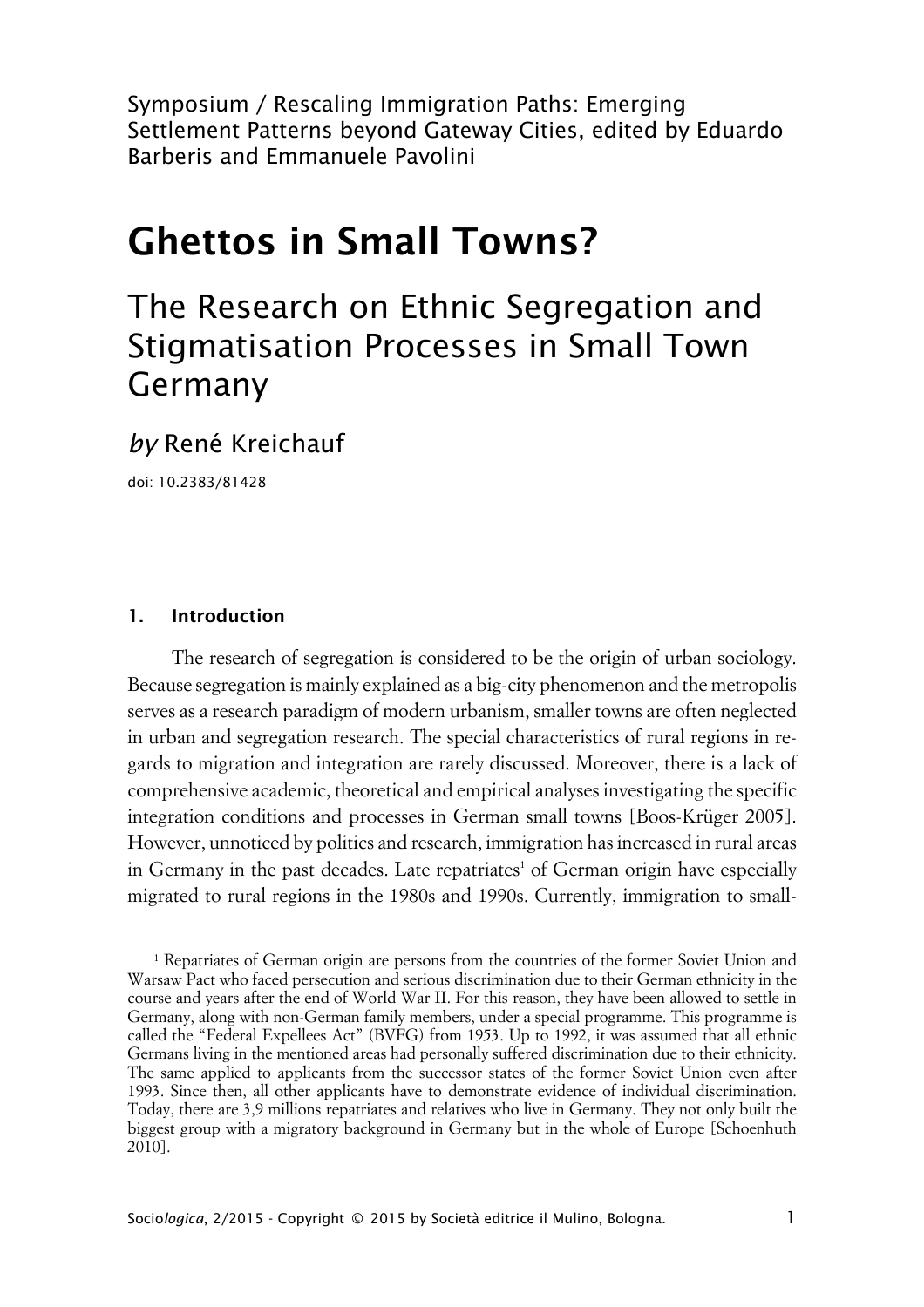Symposium / Rescaling Immigration Paths: Emerging Settlement Patterns beyond Gateway Cities, edited by Eduardo Barberis and Emmanuele Pavolini

# Ghettos in Small Towns?

## The Research on Ethnic Segregation and Stigmatisation Processes in Small Town Germany

*by* René Kreichauf

doi: 10.2383/81428

### 1. Introduction

The research of segregation is considered to be the origin of urban sociology. Because segregation is mainly explained as a big-city phenomenon and the metropolis serves as a research paradigm of modern urbanism, smaller towns are often neglected in urban and segregation research. The special characteristics of rural regions in regards to migration and integration are rarely discussed. Moreover, there is a lack of comprehensive academic, theoretical and empirical analyses investigating the specific integration conditions and processes in German small towns [Boos-Krüger 2005]. However, unnoticed by politics and research, immigration has increased in rural areas in Germany in the past decades. Late repatriates[1] of German origin have especially migrated to rural regions in the 1980s and 1990s. Currently, immigration to small-

[1] Repatriates of German origin are persons from the countries of the former Soviet Union and Warsaw Pact who faced persecution and serious discrimination due to their German ethnicity in the course and years after the end of World War II. For this reason, they have been allowed to settle in Germany, along with non-German family members, under a special programme. This programme is called the "Federal Expellees Act" (BVFG) from 1953. Up to 1992, it was assumed that all ethnic Germans living in the mentioned areas had personally suffered discrimination due to their ethnicity. The same applied to applicants from the successor states of the former Soviet Union even after 1993. Since then, all other applicants have to demonstrate evidence of individual discrimination. Today, there are 3,9 millions repatriates and relatives who live in Germany. They not only built the biggest group with a migratory background in Germany but in the whole of Europe [Schoenhuth 2010].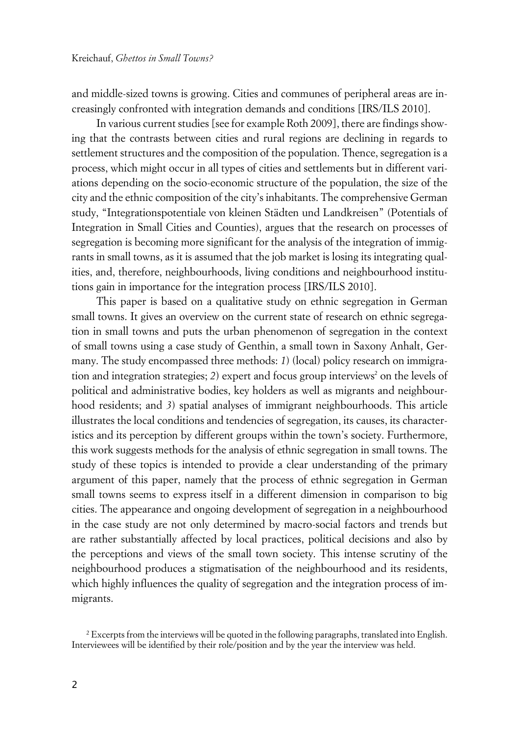and middle-sized towns is growing. Cities and communes of peripheral areas are increasingly confronted with integration demands and conditions [IRS/ILS 2010].

In various current studies [see for example Roth 2009], there are findings showing that the contrasts between cities and rural regions are declining in regards to settlement structures and the composition of the population. Thence, segregation is a process, which might occur in all types of cities and settlements but in different variations depending on the socio-economic structure of the population, the size of the city and the ethnic composition of the city's inhabitants. The comprehensive German study, "Integrationspotentiale von kleinen Städten und Landkreisen" (Potentials of Integration in Small Cities and Counties), argues that the research on processes of segregation is becoming more significant for the analysis of the integration of immigrants in small towns, as it is assumed that the job market is losing its integrating qualities, and, therefore, neighbourhoods, living conditions and neighbourhood institutions gain in importance for the integration process [IRS/ILS 2010].

This paper is based on a qualitative study on ethnic segregation in German small towns. It gives an overview on the current state of research on ethnic segregation in small towns and puts the urban phenomenon of segregation in the context of small towns using a case study of Genthin, a small town in Saxony Anhalt, Germany. The study encompassed three methods: *1*) (local) policy research on immigration and integration strategies; *2*) expert and focus group interviews[2] on the levels of political and administrative bodies, key holders as well as migrants and neighbourhood residents; and *3*) spatial analyses of immigrant neighbourhoods. This article illustrates the local conditions and tendencies of segregation, its causes, its characteristics and its perception by different groups within the town's society. Furthermore, this work suggests methods for the analysis of ethnic segregation in small towns. The study of these topics is intended to provide a clear understanding of the primary argument of this paper, namely that the process of ethnic segregation in German small towns seems to express itself in a different dimension in comparison to big cities. The appearance and ongoing development of segregation in a neighbourhood in the case study are not only determined by macro-social factors and trends but are rather substantially affected by local practices, political decisions and also by the perceptions and views of the small town society. This intense scrutiny of the neighbourhood produces a stigmatisation of the neighbourhood and its residents, which highly influences the quality of segregation and the integration process of immigrants.

[2] Excerpts from the interviews will be quoted in the following paragraphs, translated into English. Interviewees will be identified by their role/position and by the year the interview was held.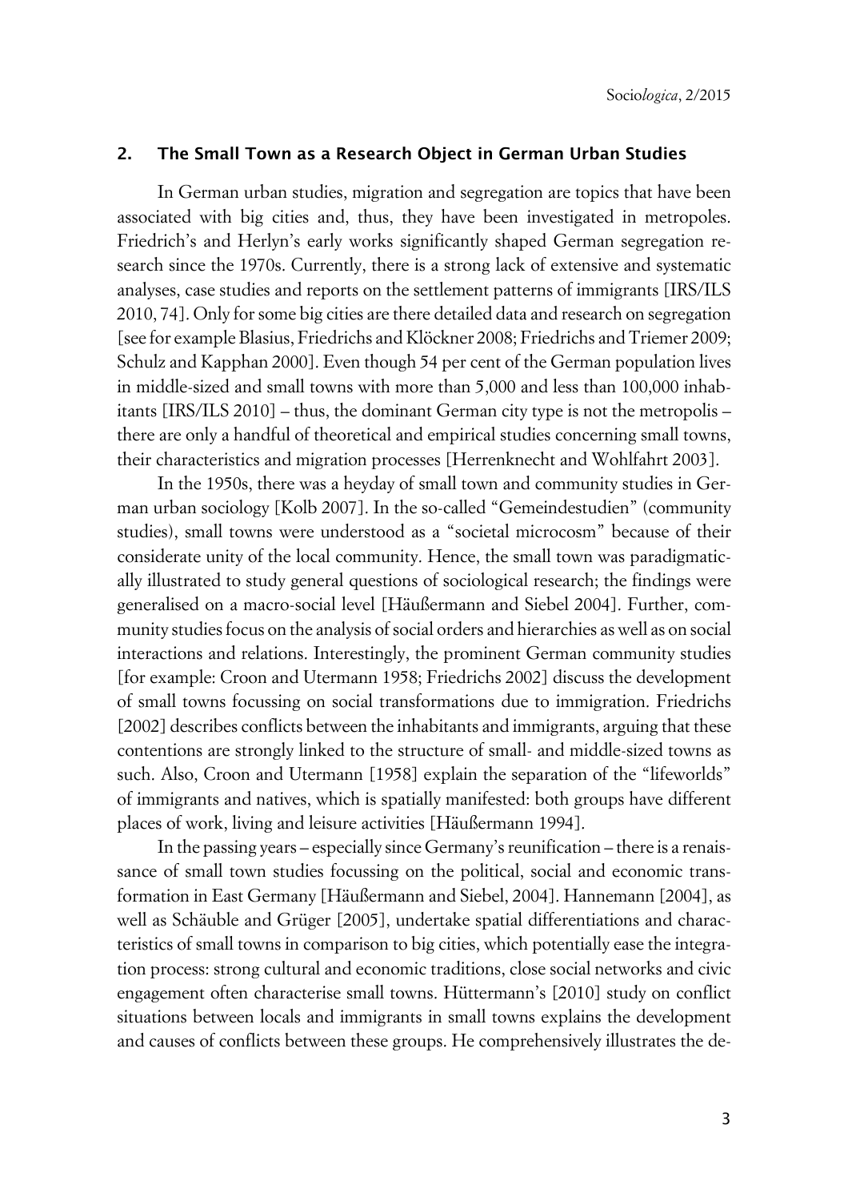## 2. The Small Town as a Research Object in German Urban Studies

In German urban studies, migration and segregation are topics that have been associated with big cities and, thus, they have been investigated in metropoles. Friedrich's and Herlyn's early works significantly shaped German segregation research since the 1970s. Currently, there is a strong lack of extensive and systematic analyses, case studies and reports on the settlement patterns of immigrants [IRS/ILS 2010, 74]. Only for some big cities are there detailed data and research on segregation [see for example Blasius, Friedrichs and Klöckner 2008; Friedrichs and Triemer 2009; Schulz and Kapphan 2000]. Even though 54 per cent of the German population lives in middle-sized and small towns with more than 5,000 and less than 100,000 inhabitants [IRS/ILS 2010] – thus, the dominant German city type is not the metropolis – there are only a handful of theoretical and empirical studies concerning small towns, their characteristics and migration processes [Herrenknecht and Wohlfahrt 2003].

In the 1950s, there was a heyday of small town and community studies in German urban sociology [Kolb 2007]. In the so-called "Gemeindestudien" (community studies), small towns were understood as a "societal microcosm" because of their considerate unity of the local community. Hence, the small town was paradigmatically illustrated to study general questions of sociological research; the findings were generalised on a macro-social level [Häußermann and Siebel 2004]. Further, community studies focus on the analysis of social orders and hierarchies as well as on social interactions and relations. Interestingly, the prominent German community studies [for example: Croon and Utermann 1958; Friedrichs 2002] discuss the development of small towns focussing on social transformations due to immigration. Friedrichs [2002] describes conflicts between the inhabitants and immigrants, arguing that these contentions are strongly linked to the structure of small- and middle-sized towns as such. Also, Croon and Utermann [1958] explain the separation of the "lifeworlds" of immigrants and natives, which is spatially manifested: both groups have different places of work, living and leisure activities [Häußermann 1994].

In the passing years – especially since Germany's reunification – there is a renaissance of small town studies focussing on the political, social and economic transformation in East Germany [Häußermann and Siebel, 2004]. Hannemann [2004], as well as Schäuble and Grüger [2005], undertake spatial differentiations and characteristics of small towns in comparison to big cities, which potentially ease the integration process: strong cultural and economic traditions, close social networks and civic engagement often characterise small towns. Hüttermann's [2010] study on conflict situations between locals and immigrants in small towns explains the development and causes of conflicts between these groups. He comprehensively illustrates the de-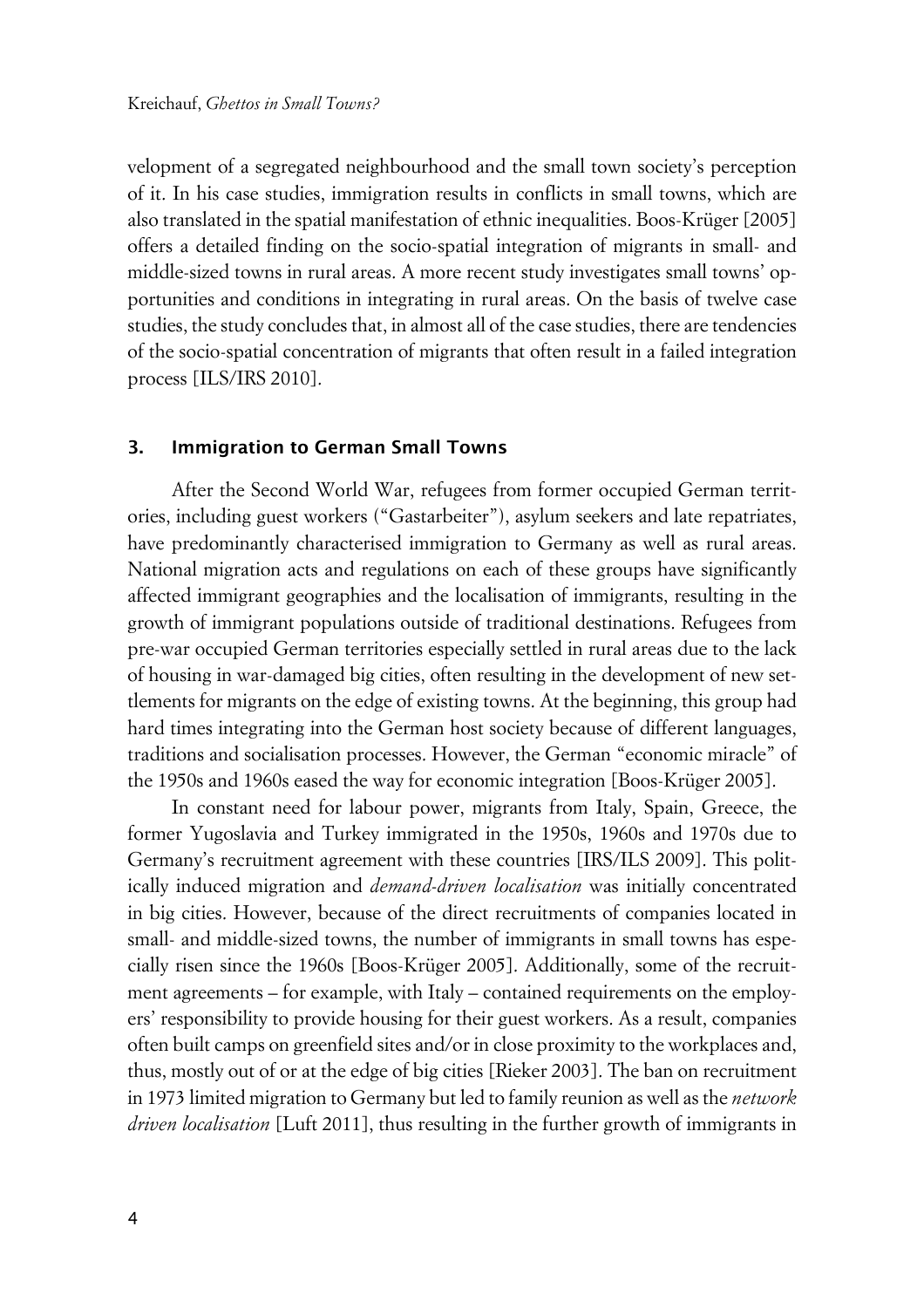velopment of a segregated neighbourhood and the small town society's perception of it. In his case studies, immigration results in conflicts in small towns, which are also translated in the spatial manifestation of ethnic inequalities. Boos-Krüger [2005] offers a detailed finding on the socio-spatial integration of migrants in small- and middle-sized towns in rural areas. A more recent study investigates small towns' opportunities and conditions in integrating in rural areas. On the basis of twelve case studies, the study concludes that, in almost all of the case studies, there are tendencies of the socio-spatial concentration of migrants that often result in a failed integration process [ILS/IRS 2010].

## 3. Immigration to German Small Towns

After the Second World War, refugees from former occupied German territories, including guest workers ("Gastarbeiter"), asylum seekers and late repatriates, have predominantly characterised immigration to Germany as well as rural areas. National migration acts and regulations on each of these groups have significantly affected immigrant geographies and the localisation of immigrants, resulting in the growth of immigrant populations outside of traditional destinations. Refugees from pre-war occupied German territories especially settled in rural areas due to the lack of housing in war-damaged big cities, often resulting in the development of new settlements for migrants on the edge of existing towns. At the beginning, this group had hard times integrating into the German host society because of different languages, traditions and socialisation processes. However, the German "economic miracle" of the 1950s and 1960s eased the way for economic integration [Boos-Krüger 2005].

In constant need for labour power, migrants from Italy, Spain, Greece, the former Yugoslavia and Turkey immigrated in the 1950s, 1960s and 1970s due to Germany's recruitment agreement with these countries [IRS/ILS 2009]. This politically induced migration and *demand-driven localisation* was initially concentrated in big cities. However, because of the direct recruitments of companies located in small- and middle-sized towns, the number of immigrants in small towns has especially risen since the 1960s [Boos-Krüger 2005]. Additionally, some of the recruitment agreements – for example, with Italy – contained requirements on the employers' responsibility to provide housing for their guest workers. As a result, companies often built camps on greenfield sites and/or in close proximity to the workplaces and, thus, mostly out of or at the edge of big cities [Rieker 2003]. The ban on recruitment in 1973 limited migration to Germany but led to family reunion as well as the *network driven localisation* [Luft 2011], thus resulting in the further growth of immigrants in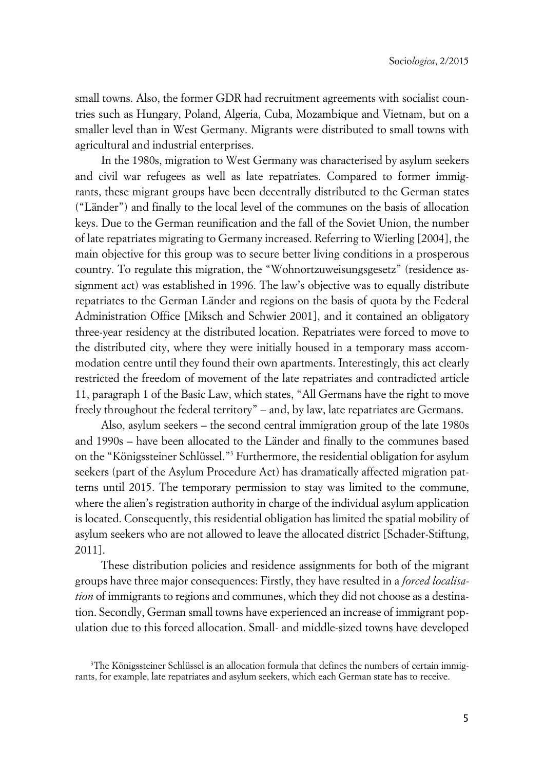small towns. Also, the former GDR had recruitment agreements with socialist countries such as Hungary, Poland, Algeria, Cuba, Mozambique and Vietnam, but on a smaller level than in West Germany. Migrants were distributed to small towns with agricultural and industrial enterprises.

In the 1980s, migration to West Germany was characterised by asylum seekers and civil war refugees as well as late repatriates. Compared to former immigrants, these migrant groups have been decentrally distributed to the German states ("Länder") and finally to the local level of the communes on the basis of allocation keys. Due to the German reunification and the fall of the Soviet Union, the number of late repatriates migrating to Germany increased. Referring to Wierling [2004], the main objective for this group was to secure better living conditions in a prosperous country. To regulate this migration, the "Wohnortzuweisungsgesetz" (residence assignment act) was established in 1996. The law's objective was to equally distribute repatriates to the German Länder and regions on the basis of quota by the Federal Administration Office [Miksch and Schwier 2001], and it contained an obligatory three-year residency at the distributed location. Repatriates were forced to move to the distributed city, where they were initially housed in a temporary mass accommodation centre until they found their own apartments. Interestingly, this act clearly restricted the freedom of movement of the late repatriates and contradicted article 11, paragraph 1 of the Basic Law, which states, "All Germans have the right to move freely throughout the federal territory" – and, by law, late repatriates are Germans.

Also, asylum seekers – the second central immigration group of the late 1980s and 1990s – have been allocated to the Länder and finally to the communes based on the "Königssteiner Schlüssel."[3] Furthermore, the residential obligation for asylum seekers (part of the Asylum Procedure Act) has dramatically affected migration patterns until 2015. The temporary permission to stay was limited to the commune, where the alien's registration authority in charge of the individual asylum application is located. Consequently, this residential obligation has limited the spatial mobility of asylum seekers who are not allowed to leave the allocated district [Schader-Stiftung, 2011].

These distribution policies and residence assignments for both of the migrant groups have three major consequences: Firstly, they have resulted in a *forced localisation* of immigrants to regions and communes, which they did not choose as a destination. Secondly, German small towns have experienced an increase of immigrant population due to this forced allocation. Small- and middle-sized towns have developed

[3]The Königssteiner Schlüssel is an allocation formula that defines the numbers of certain immigrants, for example, late repatriates and asylum seekers, which each German state has to receive.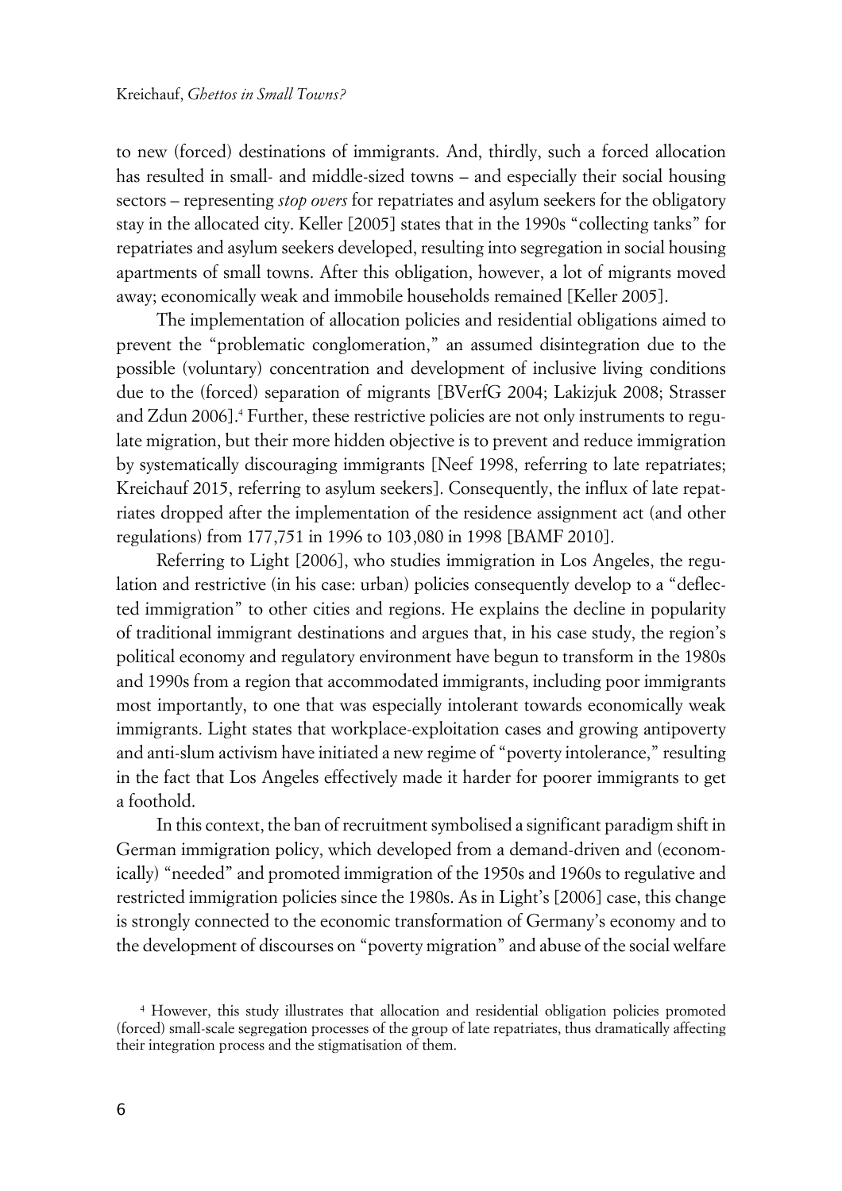to new (forced) destinations of immigrants. And, thirdly, such a forced allocation has resulted in small- and middle-sized towns – and especially their social housing sectors – representing *stop overs* for repatriates and asylum seekers for the obligatory stay in the allocated city. Keller [2005] states that in the 1990s "collecting tanks" for repatriates and asylum seekers developed, resulting into segregation in social housing apartments of small towns. After this obligation, however, a lot of migrants moved away; economically weak and immobile households remained [Keller 2005].

The implementation of allocation policies and residential obligations aimed to prevent the "problematic conglomeration," an assumed disintegration due to the possible (voluntary) concentration and development of inclusive living conditions due to the (forced) separation of migrants [BVerfG 2004; Lakizjuk 2008; Strasser and Zdun 2006].[4] Further, these restrictive policies are not only instruments to regulate migration, but their more hidden objective is to prevent and reduce immigration by systematically discouraging immigrants [Neef 1998, referring to late repatriates; Kreichauf 2015, referring to asylum seekers]. Consequently, the influx of late repatriates dropped after the implementation of the residence assignment act (and other regulations) from 177,751 in 1996 to 103,080 in 1998 [BAMF 2010].

Referring to Light [2006], who studies immigration in Los Angeles, the regulation and restrictive (in his case: urban) policies consequently develop to a "deflected immigration" to other cities and regions. He explains the decline in popularity of traditional immigrant destinations and argues that, in his case study, the region's political economy and regulatory environment have begun to transform in the 1980s and 1990s from a region that accommodated immigrants, including poor immigrants most importantly, to one that was especially intolerant towards economically weak immigrants. Light states that workplace-exploitation cases and growing antipoverty and anti-slum activism have initiated a new regime of "poverty intolerance," resulting in the fact that Los Angeles effectively made it harder for poorer immigrants to get a foothold.

In this context, the ban of recruitment symbolised a significant paradigm shift in German immigration policy, which developed from a demand-driven and (economically) "needed" and promoted immigration of the 1950s and 1960s to regulative and restricted immigration policies since the 1980s. As in Light's [2006] case, this change is strongly connected to the economic transformation of Germany's economy and to the development of discourses on "poverty migration" and abuse of the social welfare

[4] However, this study illustrates that allocation and residential obligation policies promoted (forced) small-scale segregation processes of the group of late repatriates, thus dramatically affecting their integration process and the stigmatisation of them.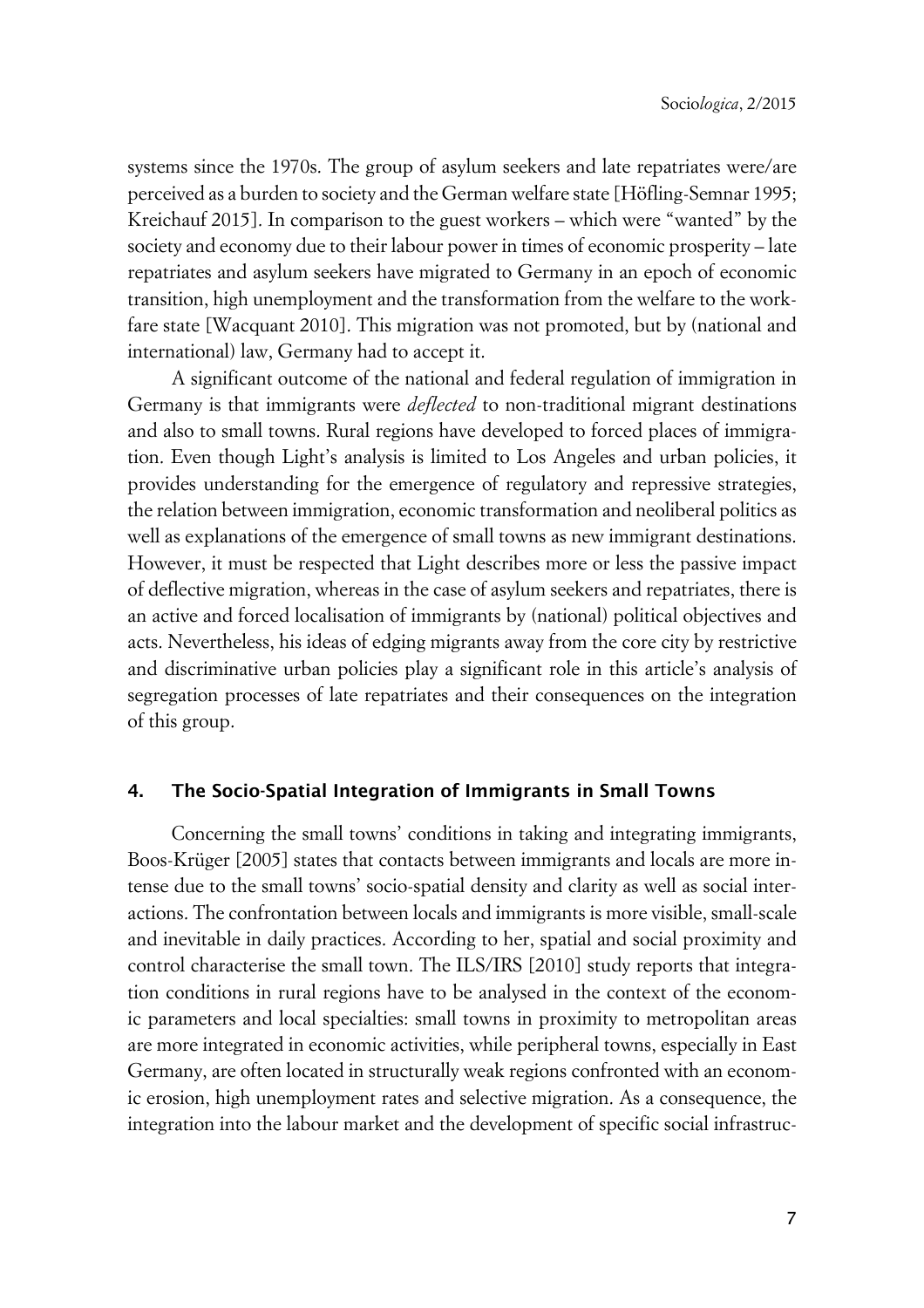systems since the 1970s. The group of asylum seekers and late repatriates were/are perceived as a burden to society and the German welfare state [Höfling-Semnar 1995; Kreichauf 2015]. In comparison to the guest workers – which were "wanted" by the society and economy due to their labour power in times of economic prosperity – late repatriates and asylum seekers have migrated to Germany in an epoch of economic transition, high unemployment and the transformation from the welfare to the workfare state [Wacquant 2010]. This migration was not promoted, but by (national and international) law, Germany had to accept it.

A significant outcome of the national and federal regulation of immigration in Germany is that immigrants were *deflected* to non-traditional migrant destinations and also to small towns. Rural regions have developed to forced places of immigration. Even though Light's analysis is limited to Los Angeles and urban policies, it provides understanding for the emergence of regulatory and repressive strategies, the relation between immigration, economic transformation and neoliberal politics as well as explanations of the emergence of small towns as new immigrant destinations. However, it must be respected that Light describes more or less the passive impact of deflective migration, whereas in the case of asylum seekers and repatriates, there is an active and forced localisation of immigrants by (national) political objectives and acts. Nevertheless, his ideas of edging migrants away from the core city by restrictive and discriminative urban policies play a significant role in this article's analysis of segregation processes of late repatriates and their consequences on the integration of this group.

## 4. The Socio-Spatial Integration of Immigrants in Small Towns

Concerning the small towns' conditions in taking and integrating immigrants, Boos-Krüger [2005] states that contacts between immigrants and locals are more intense due to the small towns' socio-spatial density and clarity as well as social interactions. The confrontation between locals and immigrants is more visible, small-scale and inevitable in daily practices. According to her, spatial and social proximity and control characterise the small town. The ILS/IRS [2010] study reports that integration conditions in rural regions have to be analysed in the context of the economic parameters and local specialties: small towns in proximity to metropolitan areas are more integrated in economic activities, while peripheral towns, especially in East Germany, are often located in structurally weak regions confronted with an economic erosion, high unemployment rates and selective migration. As a consequence, the integration into the labour market and the development of specific social infrastruc-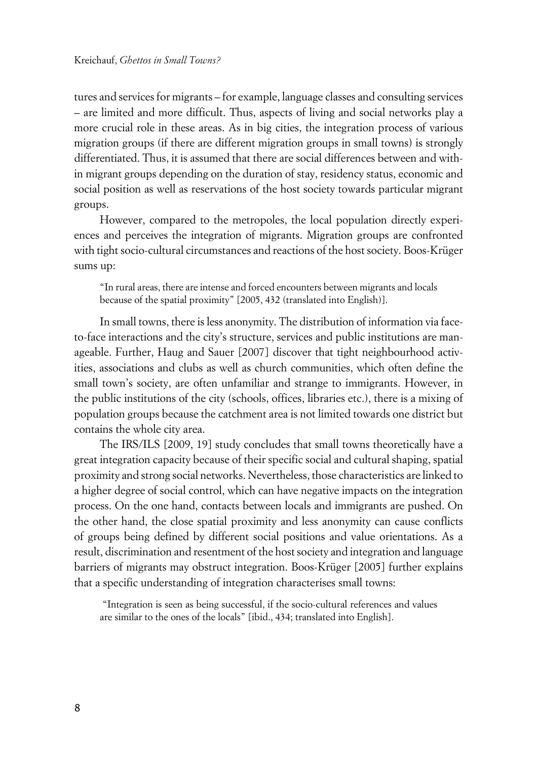tures and services for migrants – for example, language classes and consulting services – are limited and more difficult. Thus, aspects of living and social networks play a more crucial role in these areas. As in big cities, the integration process of various migration groups (if there are different migration groups in small towns) is strongly differentiated. Thus, it is assumed that there are social differences between and within migrant groups depending on the duration of stay, residency status, economic and social position as well as reservations of the host society towards particular migrant groups.

However, compared to the metropoles, the local population directly experiences and perceives the integration of migrants. Migration groups are confronted with tight socio-cultural circumstances and reactions of the host society. Boos-Krüger sums up:

> "In rural areas, there are intense and forced encounters between migrants and locals because of the spatial proximity" [2005, 432 (translated into English)].

In small towns, there is less anonymity. The distribution of information via face-to-face interactions and the city's structure, services and public institutions are manageable. Further, Haug and Sauer [2007] discover that tight neighbourhood activities, associations and clubs as well as church communities, which often define the small town's society, are often unfamiliar and strange to immigrants. However, in the public institutions of the city (schools, offices, libraries etc.), there is a mixing of population groups because the catchment area is not limited towards one district but contains the whole city area.

The IRS/ILS [2009, 19] study concludes that small towns theoretically have a great integration capacity because of their specific social and cultural shaping, spatial proximity and strong social networks. Nevertheless, those characteristics are linked to a higher degree of social control, which can have negative impacts on the integration process. On the one hand, contacts between locals and immigrants are pushed. On the other hand, the close spatial proximity and less anonymity can cause conflicts of groups being defined by different social positions and value orientations. As a result, discrimination and resentment of the host society and integration and language barriers of migrants may obstruct integration. Boos-Krüger [2005] further explains that a specific understanding of integration characterises small towns:

> "Integration is seen as being successful, if the socio-cultural references and values are similar to the ones of the locals" [ibid., 434; translated into English].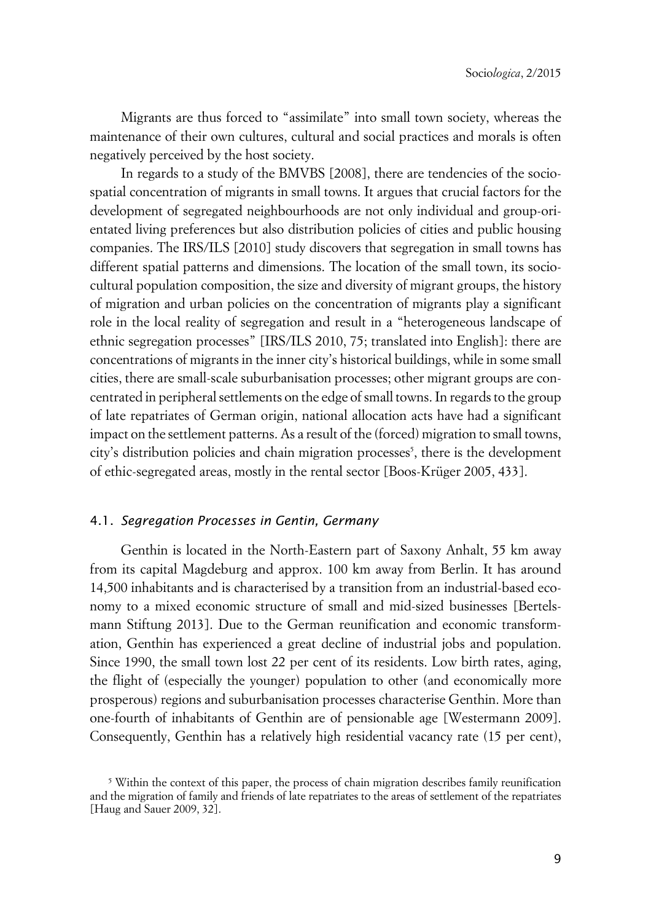Migrants are thus forced to "assimilate" into small town society, whereas the maintenance of their own cultures, cultural and social practices and morals is often negatively perceived by the host society.

In regards to a study of the BMVBS [2008], there are tendencies of the socio-spatial concentration of migrants in small towns. It argues that crucial factors for the development of segregated neighbourhoods are not only individual and group-orientated living preferences but also distribution policies of cities and public housing companies. The IRS/ILS [2010] study discovers that segregation in small towns has different spatial patterns and dimensions. The location of the small town, its socio-cultural population composition, the size and diversity of migrant groups, the history of migration and urban policies on the concentration of migrants play a significant role in the local reality of segregation and result in a "heterogeneous landscape of ethnic segregation processes" [IRS/ILS 2010, 75; translated into English]: there are concentrations of migrants in the inner city's historical buildings, while in some small cities, there are small-scale suburbanisation processes; other migrant groups are concentrated in peripheral settlements on the edge of small towns. In regards to the group of late repatriates of German origin, national allocation acts have had a significant impact on the settlement patterns. As a result of the (forced) migration to small towns, city's distribution policies and chain migration processes[5], there is the development of ethic-segregated areas, mostly in the rental sector [Boos-Krüger 2005, 433].

### 4.1. *Segregation Processes in Gentin, Germany*

Genthin is located in the North-Eastern part of Saxony Anhalt, 55 km away from its capital Magdeburg and approx. 100 km away from Berlin. It has around 14,500 inhabitants and is characterised by a transition from an industrial-based economy to a mixed economic structure of small and mid-sized businesses [Bertelsmann Stiftung 2013]. Due to the German reunification and economic transformation, Genthin has experienced a great decline of industrial jobs and population. Since 1990, the small town lost 22 per cent of its residents. Low birth rates, aging, the flight of (especially the younger) population to other (and economically more prosperous) regions and suburbanisation processes characterise Genthin. More than one-fourth of inhabitants of Genthin are of pensionable age [Westermann 2009]. Consequently, Genthin has a relatively high residential vacancy rate (15 per cent),

[5] Within the context of this paper, the process of chain migration describes family reunification and the migration of family and friends of late repatriates to the areas of settlement of the repatriates [Haug and Sauer 2009, 32].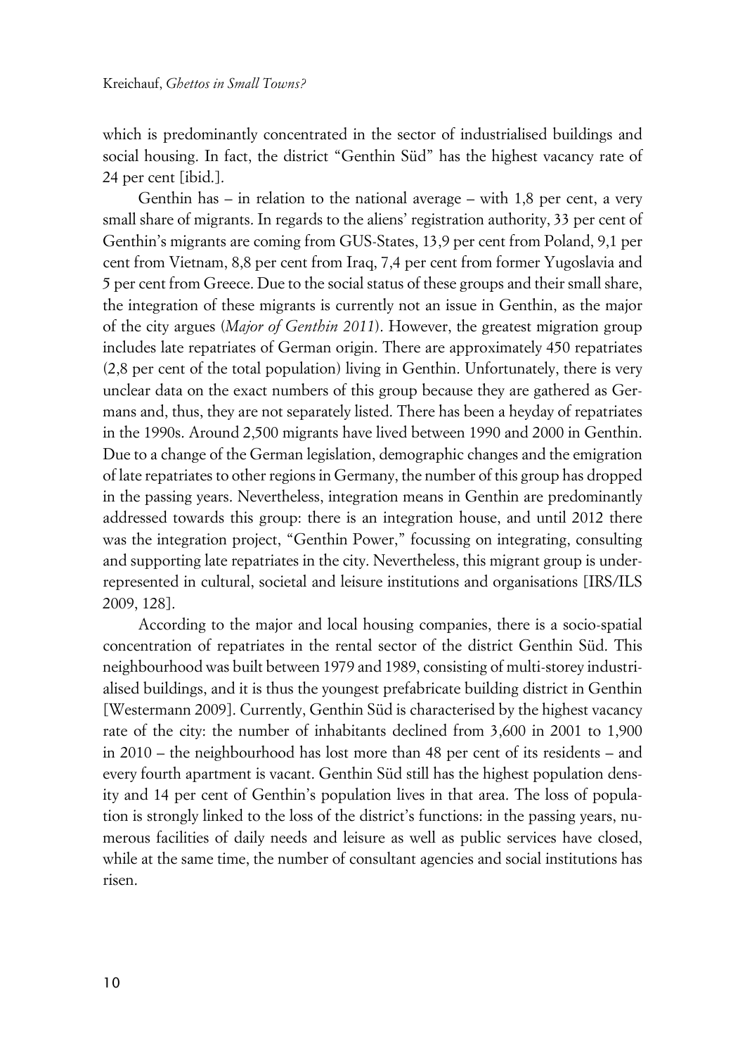which is predominantly concentrated in the sector of industrialised buildings and social housing. In fact, the district "Genthin Süd" has the highest vacancy rate of 24 per cent [ibid.].

Genthin has – in relation to the national average – with 1,8 per cent, a very small share of migrants. In regards to the aliens' registration authority, 33 per cent of Genthin's migrants are coming from GUS-States, 13,9 per cent from Poland, 9,1 per cent from Vietnam, 8,8 per cent from Iraq, 7,4 per cent from former Yugoslavia and 5 per cent from Greece. Due to the social status of these groups and their small share, the integration of these migrants is currently not an issue in Genthin, as the major of the city argues (*Major of Genthin 2011*). However, the greatest migration group includes late repatriates of German origin. There are approximately 450 repatriates (2,8 per cent of the total population) living in Genthin. Unfortunately, there is very unclear data on the exact numbers of this group because they are gathered as Germans and, thus, they are not separately listed. There has been a heyday of repatriates in the 1990s. Around 2,500 migrants have lived between 1990 and 2000 in Genthin. Due to a change of the German legislation, demographic changes and the emigration of late repatriates to other regions in Germany, the number of this group has dropped in the passing years. Nevertheless, integration means in Genthin are predominantly addressed towards this group: there is an integration house, and until 2012 there was the integration project, "Genthin Power," focussing on integrating, consulting and supporting late repatriates in the city. Nevertheless, this migrant group is underrepresented in cultural, societal and leisure institutions and organisations [IRS/ILS 2009, 128].

According to the major and local housing companies, there is a socio-spatial concentration of repatriates in the rental sector of the district Genthin Süd. This neighbourhood was built between 1979 and 1989, consisting of multi-storey industrialised buildings, and it is thus the youngest prefabricate building district in Genthin [Westermann 2009]. Currently, Genthin Süd is characterised by the highest vacancy rate of the city: the number of inhabitants declined from 3,600 in 2001 to 1,900 in 2010 – the neighbourhood has lost more than 48 per cent of its residents – and every fourth apartment is vacant. Genthin Süd still has the highest population density and 14 per cent of Genthin's population lives in that area. The loss of population is strongly linked to the loss of the district's functions: in the passing years, numerous facilities of daily needs and leisure as well as public services have closed, while at the same time, the number of consultant agencies and social institutions has risen.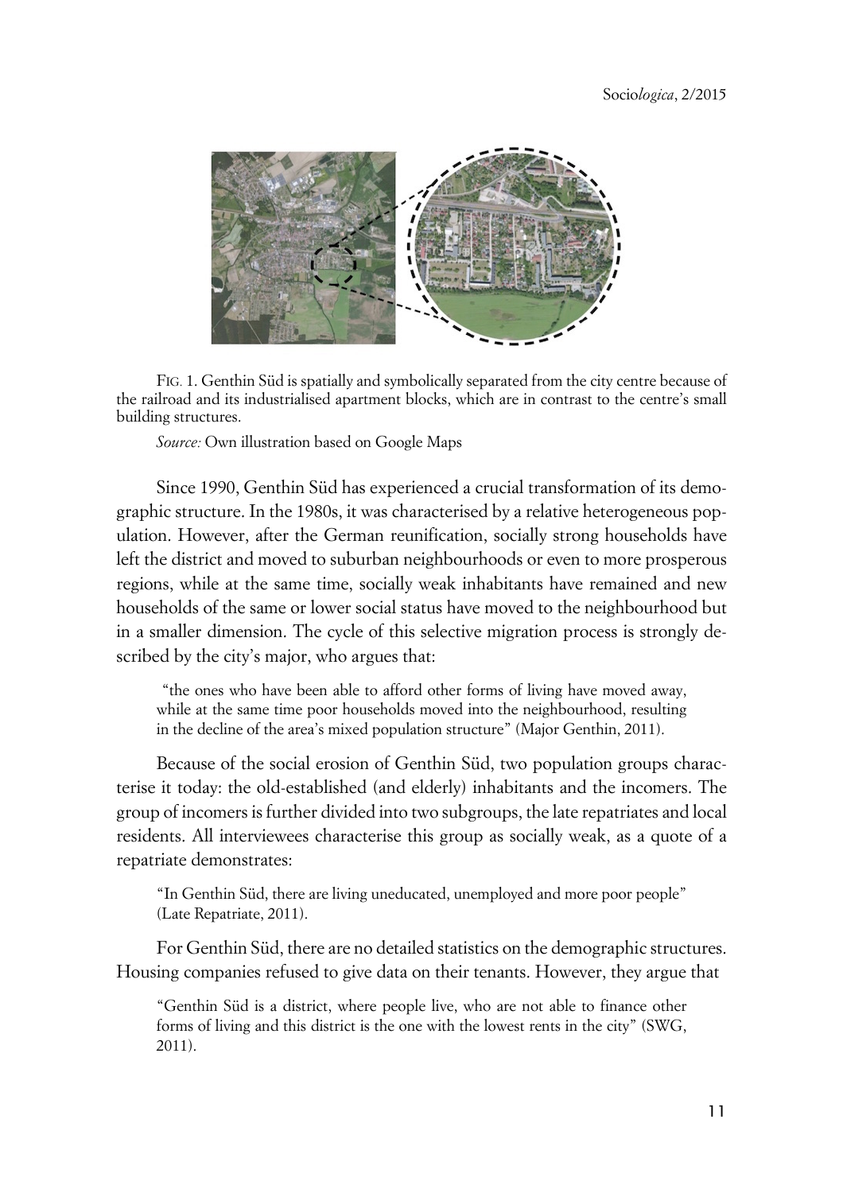FIG. 1. Genthin Süd is spatially and symbolically separated from the city centre because of the railroad and its industrialised apartment blocks, which are in contrast to the centre's small building structures.

*Source:* Own illustration based on Google Maps

Since 1990, Genthin Süd has experienced a crucial transformation of its demographic structure. In the 1980s, it was characterised by a relative heterogeneous population. However, after the German reunification, socially strong households have left the district and moved to suburban neighbourhoods or even to more prosperous regions, while at the same time, socially weak inhabitants have remained and new households of the same or lower social status have moved to the neighbourhood but in a smaller dimension. The cycle of this selective migration process is strongly described by the city's major, who argues that:

> "the ones who have been able to afford other forms of living have moved away, while at the same time poor households moved into the neighbourhood, resulting in the decline of the area's mixed population structure" (Major Genthin, 2011).

Because of the social erosion of Genthin Süd, two population groups characterise it today: the old-established (and elderly) inhabitants and the incomers. The group of incomers is further divided into two subgroups, the late repatriates and local residents. All interviewees characterise this group as socially weak, as a quote of a repatriate demonstrates:

> "In Genthin Süd, there are living uneducated, unemployed and more poor people" (Late Repatriate, 2011).

For Genthin Süd, there are no detailed statistics on the demographic structures. Housing companies refused to give data on their tenants. However, they argue that

> "Genthin Süd is a district, where people live, who are not able to finance other forms of living and this district is the one with the lowest rents in the city" (SWG, 2011).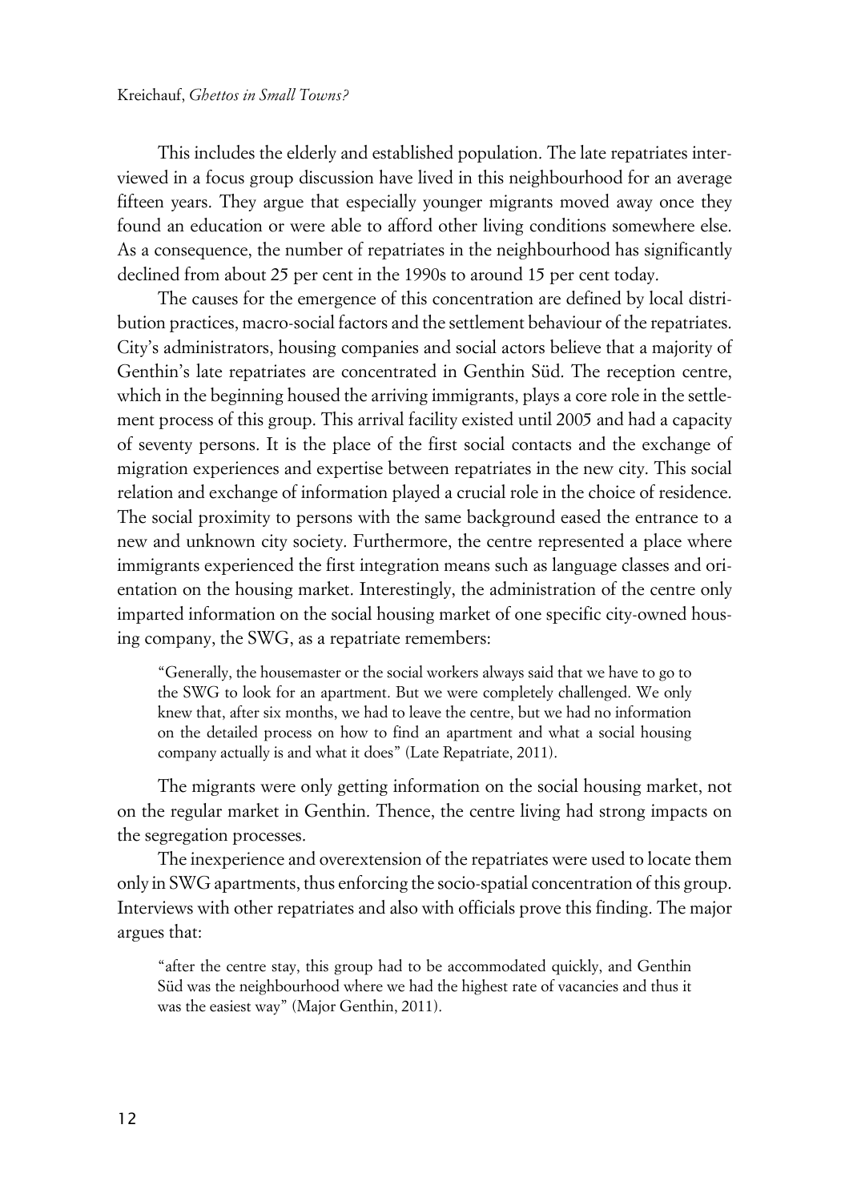This includes the elderly and established population. The late repatriates interviewed in a focus group discussion have lived in this neighbourhood for an average fifteen years. They argue that especially younger migrants moved away once they found an education or were able to afford other living conditions somewhere else. As a consequence, the number of repatriates in the neighbourhood has significantly declined from about 25 per cent in the 1990s to around 15 per cent today.

The causes for the emergence of this concentration are defined by local distribution practices, macro-social factors and the settlement behaviour of the repatriates. City's administrators, housing companies and social actors believe that a majority of Genthin's late repatriates are concentrated in Genthin Süd. The reception centre, which in the beginning housed the arriving immigrants, plays a core role in the settlement process of this group. This arrival facility existed until 2005 and had a capacity of seventy persons. It is the place of the first social contacts and the exchange of migration experiences and expertise between repatriates in the new city. This social relation and exchange of information played a crucial role in the choice of residence. The social proximity to persons with the same background eased the entrance to a new and unknown city society. Furthermore, the centre represented a place where immigrants experienced the first integration means such as language classes and orientation on the housing market. Interestingly, the administration of the centre only imparted information on the social housing market of one specific city-owned housing company, the SWG, as a repatriate remembers:

> "Generally, the housemaster or the social workers always said that we have to go to the SWG to look for an apartment. But we were completely challenged. We only knew that, after six months, we had to leave the centre, but we had no information on the detailed process on how to find an apartment and what a social housing company actually is and what it does" (Late Repatriate, 2011).

The migrants were only getting information on the social housing market, not on the regular market in Genthin. Thence, the centre living had strong impacts on the segregation processes.

The inexperience and overextension of the repatriates were used to locate them only in SWG apartments, thus enforcing the socio-spatial concentration of this group. Interviews with other repatriates and also with officials prove this finding. The major argues that:

> "after the centre stay, this group had to be accommodated quickly, and Genthin Süd was the neighbourhood where we had the highest rate of vacancies and thus it was the easiest way" (Major Genthin, 2011).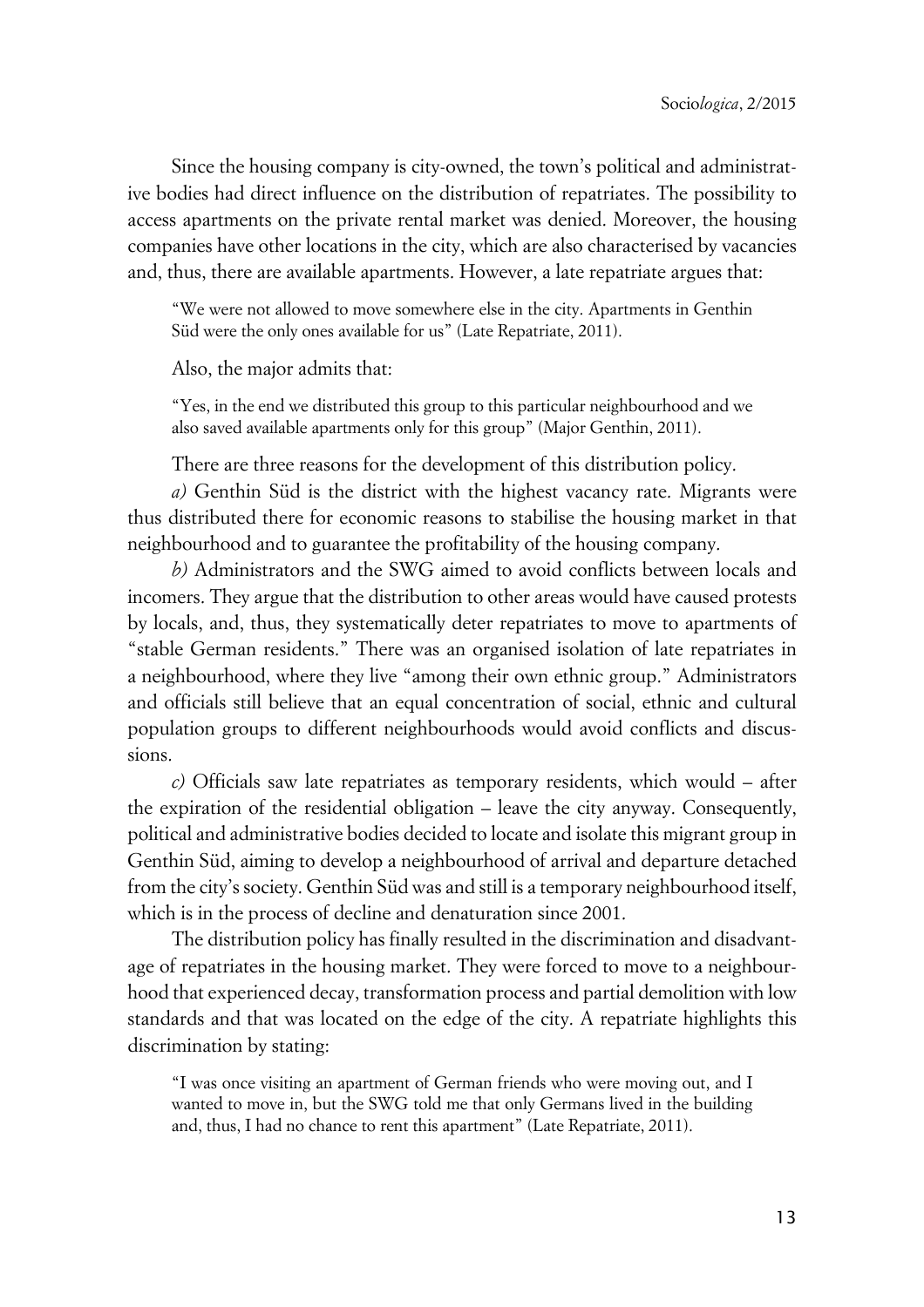Since the housing company is city-owned, the town's political and administrative bodies had direct influence on the distribution of repatriates. The possibility to access apartments on the private rental market was denied. Moreover, the housing companies have other locations in the city, which are also characterised by vacancies and, thus, there are available apartments. However, a late repatriate argues that:

> "We were not allowed to move somewhere else in the city. Apartments in Genthin Süd were the only ones available for us" (Late Repatriate, 2011).

Also, the major admits that:

> "Yes, in the end we distributed this group to this particular neighbourhood and we also saved available apartments only for this group" (Major Genthin, 2011).

There are three reasons for the development of this distribution policy.

*a)* Genthin Süd is the district with the highest vacancy rate. Migrants were thus distributed there for economic reasons to stabilise the housing market in that neighbourhood and to guarantee the profitability of the housing company.

*b)* Administrators and the SWG aimed to avoid conflicts between locals and incomers. They argue that the distribution to other areas would have caused protests by locals, and, thus, they systematically deter repatriates to move to apartments of "stable German residents." There was an organised isolation of late repatriates in a neighbourhood, where they live "among their own ethnic group." Administrators and officials still believe that an equal concentration of social, ethnic and cultural population groups to different neighbourhoods would avoid conflicts and discussions.

*c)* Officials saw late repatriates as temporary residents, which would – after the expiration of the residential obligation – leave the city anyway. Consequently, political and administrative bodies decided to locate and isolate this migrant group in Genthin Süd, aiming to develop a neighbourhood of arrival and departure detached from the city's society. Genthin Süd was and still is a temporary neighbourhood itself, which is in the process of decline and denaturation since 2001.

The distribution policy has finally resulted in the discrimination and disadvantage of repatriates in the housing market. They were forced to move to a neighbourhood that experienced decay, transformation process and partial demolition with low standards and that was located on the edge of the city. A repatriate highlights this discrimination by stating:

> "I was once visiting an apartment of German friends who were moving out, and I wanted to move in, but the SWG told me that only Germans lived in the building and, thus, I had no chance to rent this apartment" (Late Repatriate, 2011).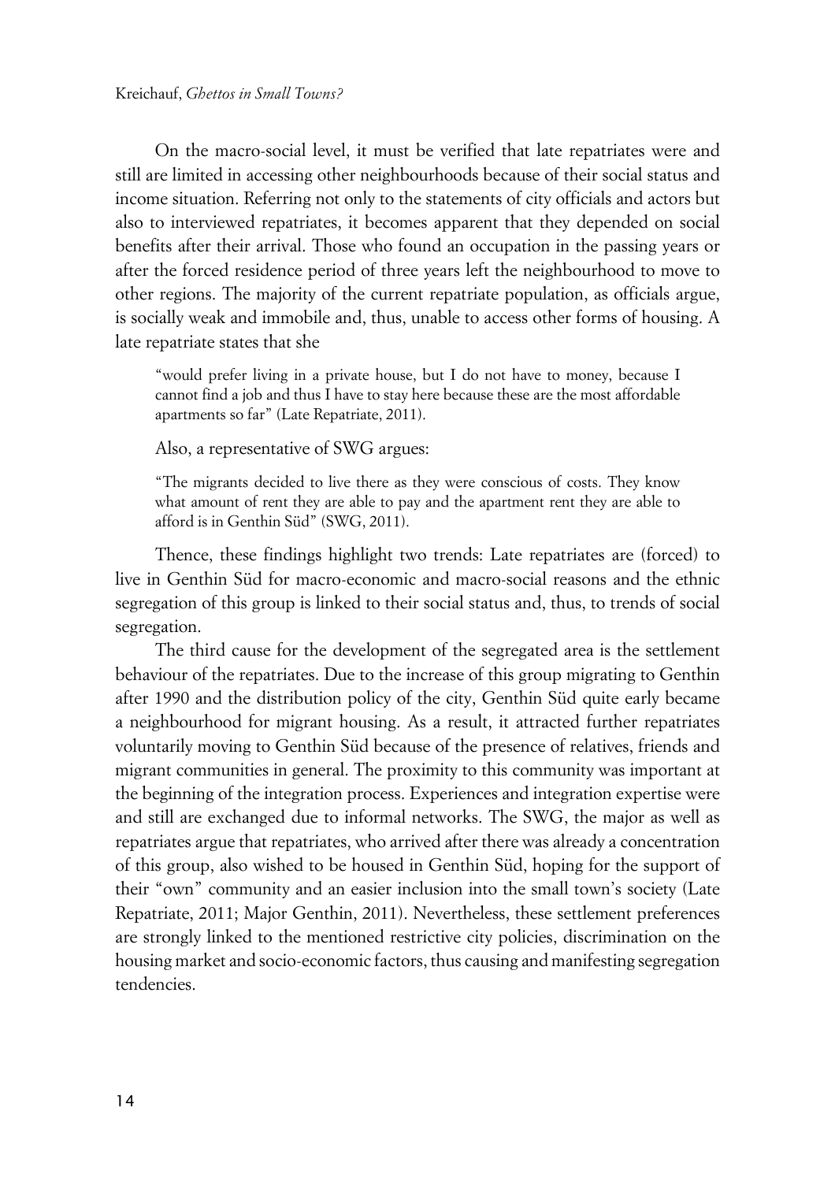On the macro-social level, it must be verified that late repatriates were and still are limited in accessing other neighbourhoods because of their social status and income situation. Referring not only to the statements of city officials and actors but also to interviewed repatriates, it becomes apparent that they depended on social benefits after their arrival. Those who found an occupation in the passing years or after the forced residence period of three years left the neighbourhood to move to other regions. The majority of the current repatriate population, as officials argue, is socially weak and immobile and, thus, unable to access other forms of housing. A late repatriate states that she

> "would prefer living in a private house, but I do not have to money, because I cannot find a job and thus I have to stay here because these are the most affordable apartments so far" (Late Repatriate, 2011).

Also, a representative of SWG argues:

> "The migrants decided to live there as they were conscious of costs. They know what amount of rent they are able to pay and the apartment rent they are able to afford is in Genthin Süd" (SWG, 2011).

Thence, these findings highlight two trends: Late repatriates are (forced) to live in Genthin Süd for macro-economic and macro-social reasons and the ethnic segregation of this group is linked to their social status and, thus, to trends of social segregation.

The third cause for the development of the segregated area is the settlement behaviour of the repatriates. Due to the increase of this group migrating to Genthin after 1990 and the distribution policy of the city, Genthin Süd quite early became a neighbourhood for migrant housing. As a result, it attracted further repatriates voluntarily moving to Genthin Süd because of the presence of relatives, friends and migrant communities in general. The proximity to this community was important at the beginning of the integration process. Experiences and integration expertise were and still are exchanged due to informal networks. The SWG, the major as well as repatriates argue that repatriates, who arrived after there was already a concentration of this group, also wished to be housed in Genthin Süd, hoping for the support of their "own" community and an easier inclusion into the small town's society (Late Repatriate, 2011; Major Genthin, 2011). Nevertheless, these settlement preferences are strongly linked to the mentioned restrictive city policies, discrimination on the housing market and socio-economic factors, thus causing and manifesting segregation tendencies.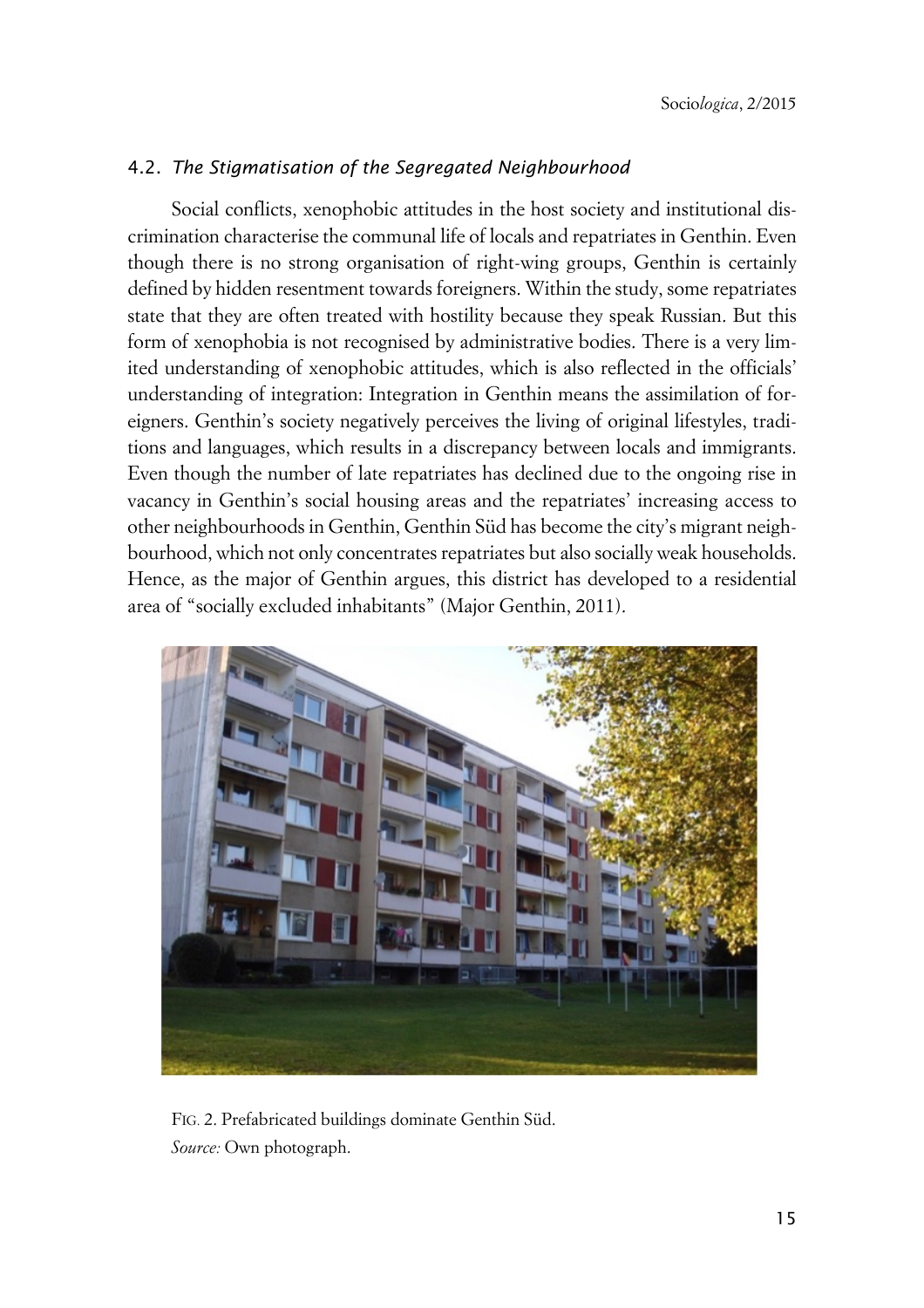### 4.2. *The Stigmatisation of the Segregated Neighbourhood*

Social conflicts, xenophobic attitudes in the host society and institutional discrimination characterise the communal life of locals and repatriates in Genthin. Even though there is no strong organisation of right-wing groups, Genthin is certainly defined by hidden resentment towards foreigners. Within the study, some repatriates state that they are often treated with hostility because they speak Russian. But this form of xenophobia is not recognised by administrative bodies. There is a very limited understanding of xenophobic attitudes, which is also reflected in the officials' understanding of integration: Integration in Genthin means the assimilation of foreigners. Genthin's society negatively perceives the living of original lifestyles, traditions and languages, which results in a discrepancy between locals and immigrants. Even though the number of late repatriates has declined due to the ongoing rise in vacancy in Genthin's social housing areas and the repatriates' increasing access to other neighbourhoods in Genthin, Genthin Süd has become the city's migrant neighbourhood, which not only concentrates repatriates but also socially weak households. Hence, as the major of Genthin argues, this district has developed to a residential area of "socially excluded inhabitants" (Major Genthin, 2011).

FIG. 2. Prefabricated buildings dominate Genthin Süd.
*Source:* Own photograph.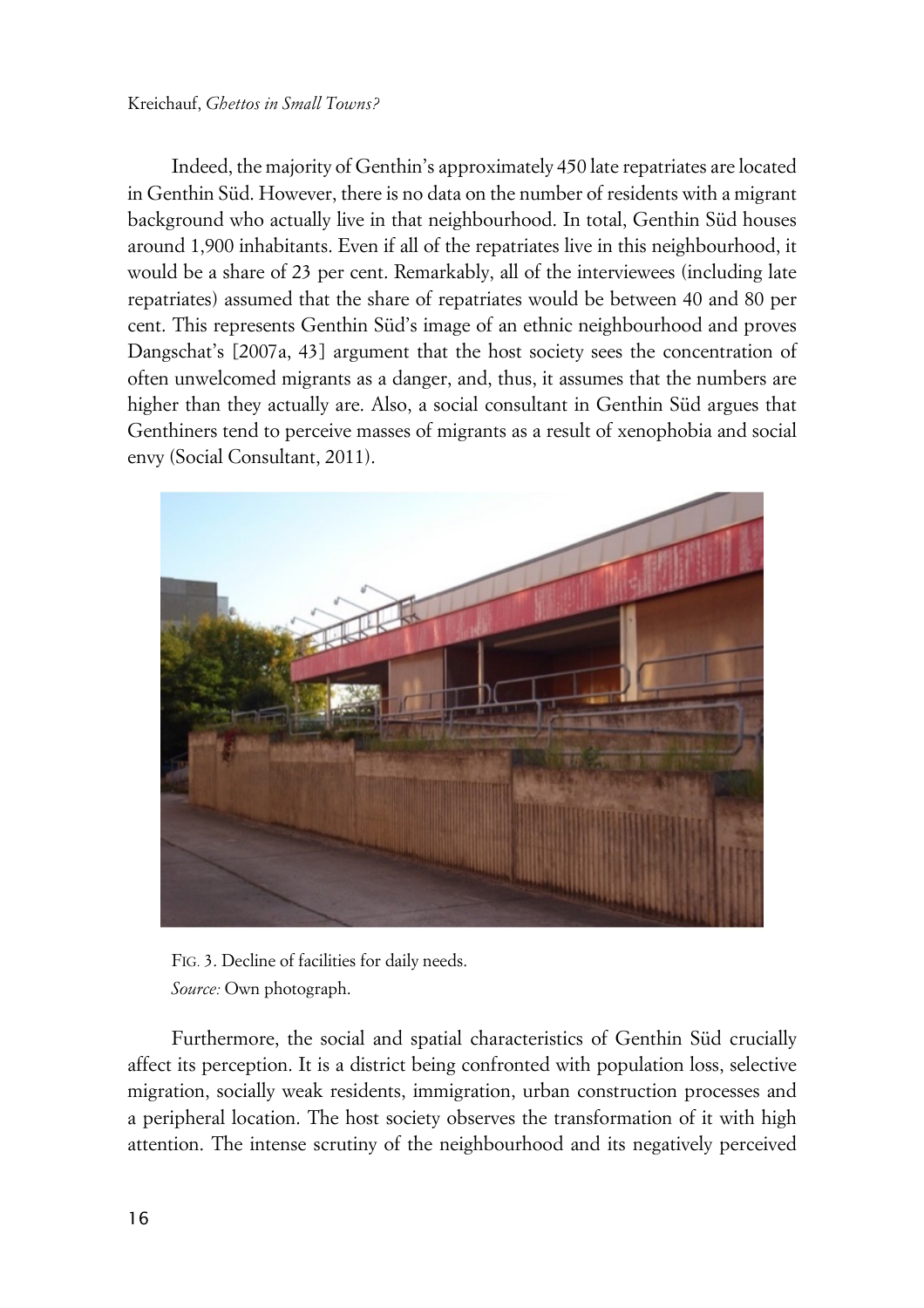Indeed, the majority of Genthin's approximately 450 late repatriates are located in Genthin Süd. However, there is no data on the number of residents with a migrant background who actually live in that neighbourhood. In total, Genthin Süd houses around 1,900 inhabitants. Even if all of the repatriates live in this neighbourhood, it would be a share of 23 per cent. Remarkably, all of the interviewees (including late repatriates) assumed that the share of repatriates would be between 40 and 80 per cent. This represents Genthin Süd's image of an ethnic neighbourhood and proves Dangschat's [2007a, 43] argument that the host society sees the concentration of often unwelcomed migrants as a danger, and, thus, it assumes that the numbers are higher than they actually are. Also, a social consultant in Genthin Süd argues that Genthiners tend to perceive masses of migrants as a result of xenophobia and social envy (Social Consultant, 2011).

FIG. 3. Decline of facilities for daily needs.
*Source:* Own photograph.

Furthermore, the social and spatial characteristics of Genthin Süd crucially affect its perception. It is a district being confronted with population loss, selective migration, socially weak residents, immigration, urban construction processes and a peripheral location. The host society observes the transformation of it with high attention. The intense scrutiny of the neighbourhood and its negatively perceived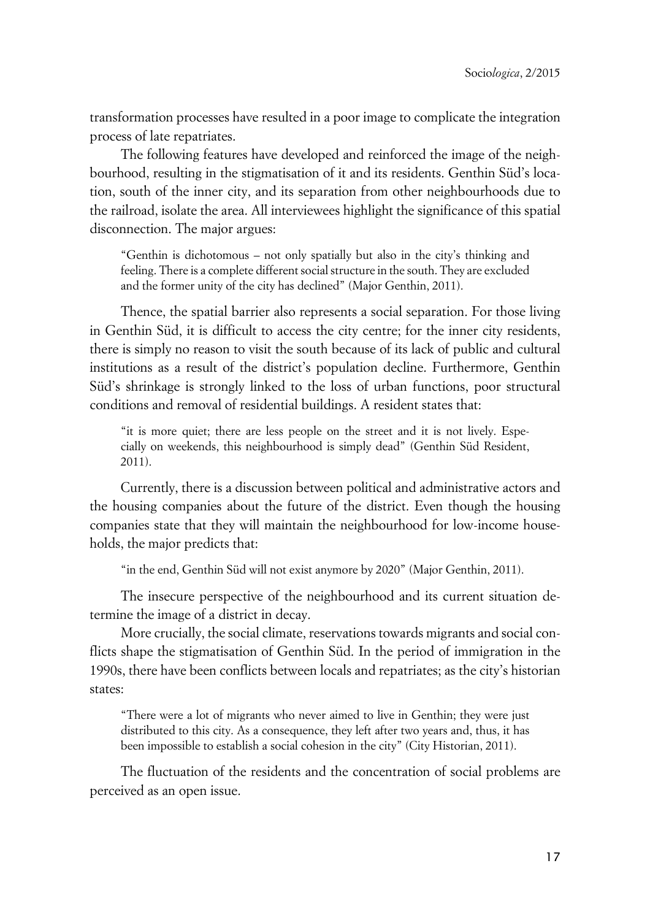transformation processes have resulted in a poor image to complicate the integration process of late repatriates.

The following features have developed and reinforced the image of the neighbourhood, resulting in the stigmatisation of it and its residents. Genthin Süd's location, south of the inner city, and its separation from other neighbourhoods due to the railroad, isolate the area. All interviewees highlight the significance of this spatial disconnection. The major argues:

> "Genthin is dichotomous – not only spatially but also in the city's thinking and feeling. There is a complete different social structure in the south. They are excluded and the former unity of the city has declined" (Major Genthin, 2011).

Thence, the spatial barrier also represents a social separation. For those living in Genthin Süd, it is difficult to access the city centre; for the inner city residents, there is simply no reason to visit the south because of its lack of public and cultural institutions as a result of the district's population decline. Furthermore, Genthin Süd's shrinkage is strongly linked to the loss of urban functions, poor structural conditions and removal of residential buildings. A resident states that:

> "it is more quiet; there are less people on the street and it is not lively. Especially on weekends, this neighbourhood is simply dead" (Genthin Süd Resident, 2011).

Currently, there is a discussion between political and administrative actors and the housing companies about the future of the district. Even though the housing companies state that they will maintain the neighbourhood for low-income households, the major predicts that:

> "in the end, Genthin Süd will not exist anymore by 2020" (Major Genthin, 2011).

The insecure perspective of the neighbourhood and its current situation determine the image of a district in decay.

More crucially, the social climate, reservations towards migrants and social conflicts shape the stigmatisation of Genthin Süd. In the period of immigration in the 1990s, there have been conflicts between locals and repatriates; as the city's historian states:

> "There were a lot of migrants who never aimed to live in Genthin; they were just distributed to this city. As a consequence, they left after two years and, thus, it has been impossible to establish a social cohesion in the city" (City Historian, 2011).

The fluctuation of the residents and the concentration of social problems are perceived as an open issue.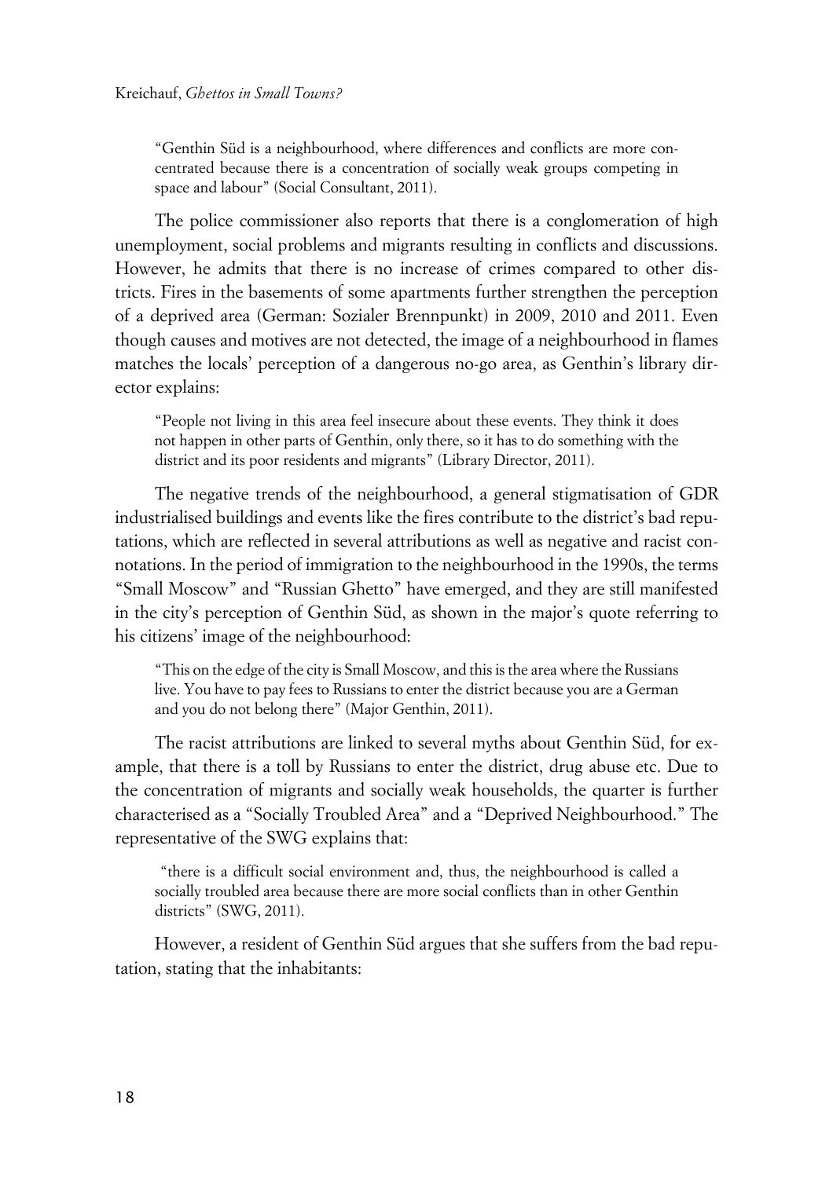"Genthin Süd is a neighbourhood, where differences and conflicts are more concentrated because there is a concentration of socially weak groups competing in space and labour" (Social Consultant, 2011).

The police commissioner also reports that there is a conglomeration of high unemployment, social problems and migrants resulting in conflicts and discussions. However, he admits that there is no increase of crimes compared to other districts. Fires in the basements of some apartments further strengthen the perception of a deprived area (German: Sozialer Brennpunkt) in 2009, 2010 and 2011. Even though causes and motives are not detected, the image of a neighbourhood in flames matches the locals' perception of a dangerous no-go area, as Genthin's library director explains:

"People not living in this area feel insecure about these events. They think it does not happen in other parts of Genthin, only there, so it has to do something with the district and its poor residents and migrants" (Library Director, 2011).

The negative trends of the neighbourhood, a general stigmatisation of GDR industrialised buildings and events like the fires contribute to the district's bad reputations, which are reflected in several attributions as well as negative and racist connotations. In the period of immigration to the neighbourhood in the 1990s, the terms "Small Moscow" and "Russian Ghetto" have emerged, and they are still manifested in the city's perception of Genthin Süd, as shown in the major's quote referring to his citizens' image of the neighbourhood:

"This on the edge of the city is Small Moscow, and this is the area where the Russians live. You have to pay fees to Russians to enter the district because you are a German and you do not belong there" (Major Genthin, 2011).

The racist attributions are linked to several myths about Genthin Süd, for example, that there is a toll by Russians to enter the district, drug abuse etc. Due to the concentration of migrants and socially weak households, the quarter is further characterised as a "Socially Troubled Area" and a "Deprived Neighbourhood." The representative of the SWG explains that:

"there is a difficult social environment and, thus, the neighbourhood is called a socially troubled area because there are more social conflicts than in other Genthin districts" (SWG, 2011).

However, a resident of Genthin Süd argues that she suffers from the bad reputation, stating that the inhabitants: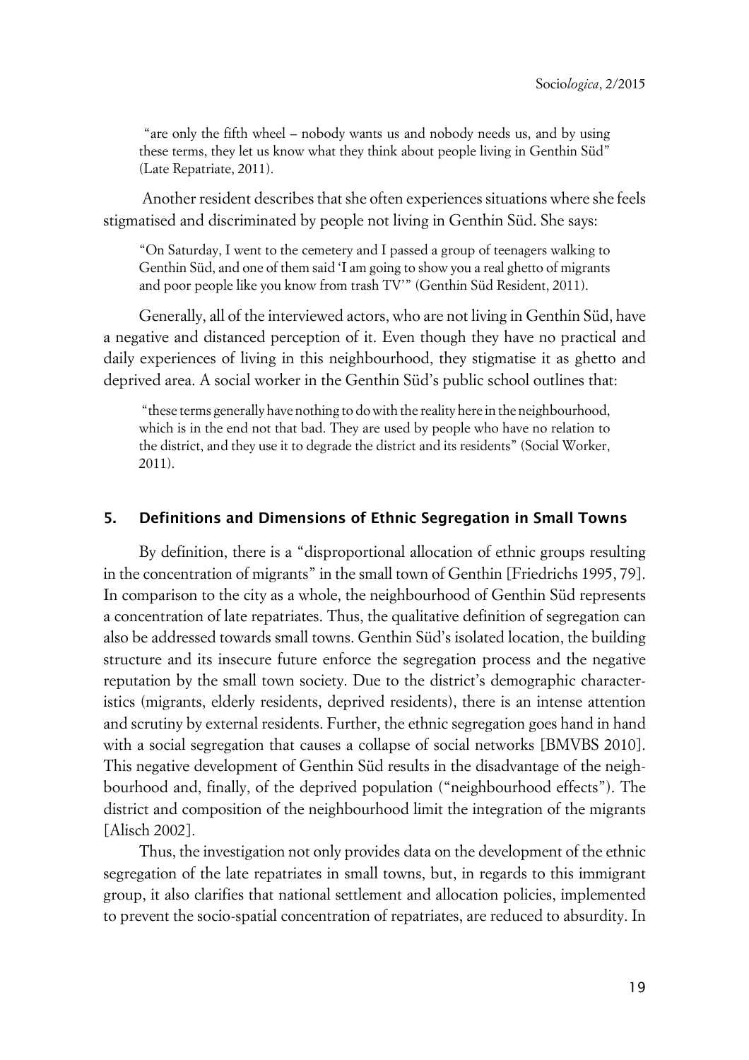"are only the fifth wheel – nobody wants us and nobody needs us, and by using these terms, they let us know what they think about people living in Genthin Süd" (Late Repatriate, 2011).

Another resident describes that she often experiences situations where she feels stigmatised and discriminated by people not living in Genthin Süd. She says:

> "On Saturday, I went to the cemetery and I passed a group of teenagers walking to Genthin Süd, and one of them said 'I am going to show you a real ghetto of migrants and poor people like you know from trash TV'" (Genthin Süd Resident, 2011).

Generally, all of the interviewed actors, who are not living in Genthin Süd, have a negative and distanced perception of it. Even though they have no practical and daily experiences of living in this neighbourhood, they stigmatise it as ghetto and deprived area. A social worker in the Genthin Süd's public school outlines that:

> "these terms generally have nothing to do with the reality here in the neighbourhood, which is in the end not that bad. They are used by people who have no relation to the district, and they use it to degrade the district and its residents" (Social Worker, 2011).

## 5. Definitions and Dimensions of Ethnic Segregation in Small Towns

By definition, there is a "disproportional allocation of ethnic groups resulting in the concentration of migrants" in the small town of Genthin [Friedrichs 1995, 79]. In comparison to the city as a whole, the neighbourhood of Genthin Süd represents a concentration of late repatriates. Thus, the qualitative definition of segregation can also be addressed towards small towns. Genthin Süd's isolated location, the building structure and its insecure future enforce the segregation process and the negative reputation by the small town society. Due to the district's demographic characteristics (migrants, elderly residents, deprived residents), there is an intense attention and scrutiny by external residents. Further, the ethnic segregation goes hand in hand with a social segregation that causes a collapse of social networks [BMVBS 2010]. This negative development of Genthin Süd results in the disadvantage of the neighbourhood and, finally, of the deprived population ("neighbourhood effects"). The district and composition of the neighbourhood limit the integration of the migrants [Alisch 2002].

Thus, the investigation not only provides data on the development of the ethnic segregation of the late repatriates in small towns, but, in regards to this immigrant group, it also clarifies that national settlement and allocation policies, implemented to prevent the socio-spatial concentration of repatriates, are reduced to absurdity. In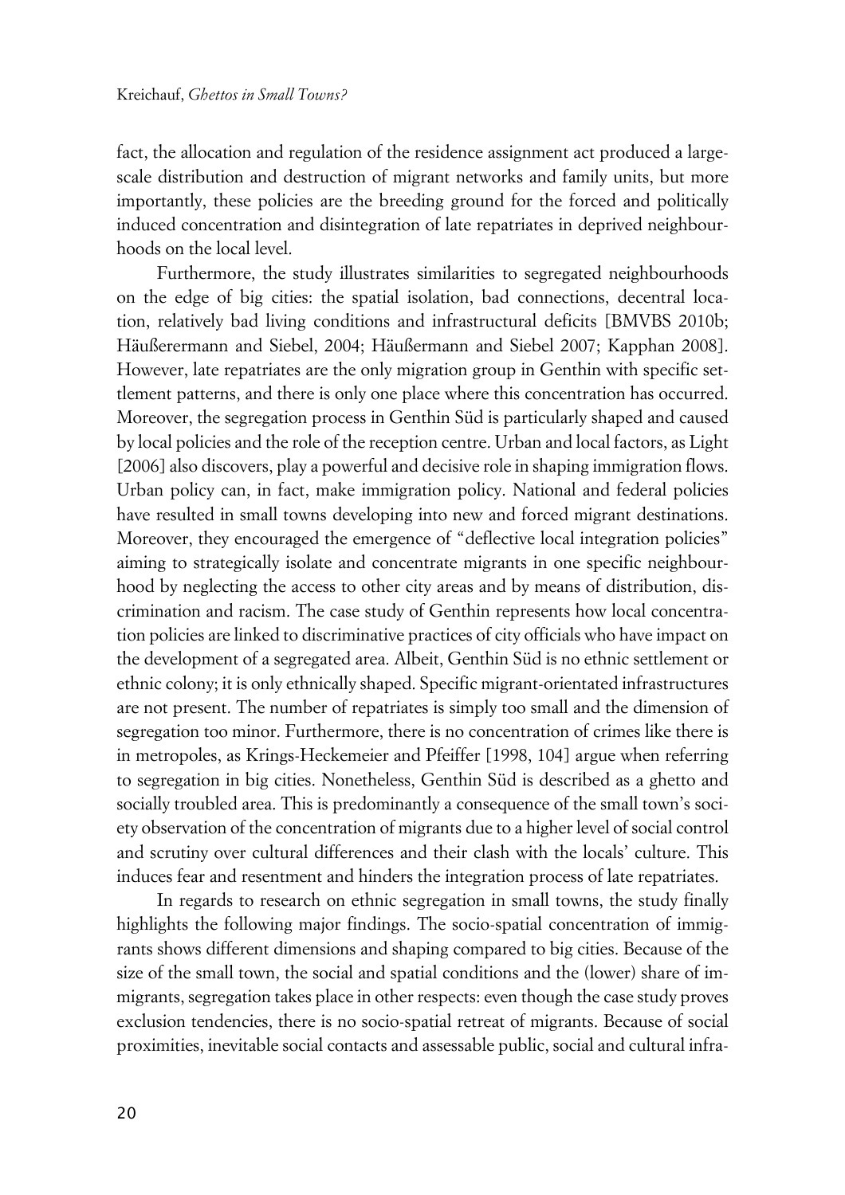fact, the allocation and regulation of the residence assignment act produced a large-scale distribution and destruction of migrant networks and family units, but more importantly, these policies are the breeding ground for the forced and politically induced concentration and disintegration of late repatriates in deprived neighbourhoods on the local level.

Furthermore, the study illustrates similarities to segregated neighbourhoods on the edge of big cities: the spatial isolation, bad connections, decentral location, relatively bad living conditions and infrastructural deficits [BMVBS 2010b; Häußerermann and Siebel, 2004; Häußermann and Siebel 2007; Kapphan 2008]. However, late repatriates are the only migration group in Genthin with specific settlement patterns, and there is only one place where this concentration has occurred. Moreover, the segregation process in Genthin Süd is particularly shaped and caused by local policies and the role of the reception centre. Urban and local factors, as Light [2006] also discovers, play a powerful and decisive role in shaping immigration flows. Urban policy can, in fact, make immigration policy. National and federal policies have resulted in small towns developing into new and forced migrant destinations. Moreover, they encouraged the emergence of "deflective local integration policies" aiming to strategically isolate and concentrate migrants in one specific neighbourhood by neglecting the access to other city areas and by means of distribution, discrimination and racism. The case study of Genthin represents how local concentration policies are linked to discriminative practices of city officials who have impact on the development of a segregated area. Albeit, Genthin Süd is no ethnic settlement or ethnic colony; it is only ethnically shaped. Specific migrant-orientated infrastructures are not present. The number of repatriates is simply too small and the dimension of segregation too minor. Furthermore, there is no concentration of crimes like there is in metropoles, as Krings-Heckemeier and Pfeiffer [1998, 104] argue when referring to segregation in big cities. Nonetheless, Genthin Süd is described as a ghetto and socially troubled area. This is predominantly a consequence of the small town's society observation of the concentration of migrants due to a higher level of social control and scrutiny over cultural differences and their clash with the locals' culture. This induces fear and resentment and hinders the integration process of late repatriates.

In regards to research on ethnic segregation in small towns, the study finally highlights the following major findings. The socio-spatial concentration of immigrants shows different dimensions and shaping compared to big cities. Because of the size of the small town, the social and spatial conditions and the (lower) share of immigrants, segregation takes place in other respects: even though the case study proves exclusion tendencies, there is no socio-spatial retreat of migrants. Because of social proximities, inevitable social contacts and assessable public, social and cultural infra-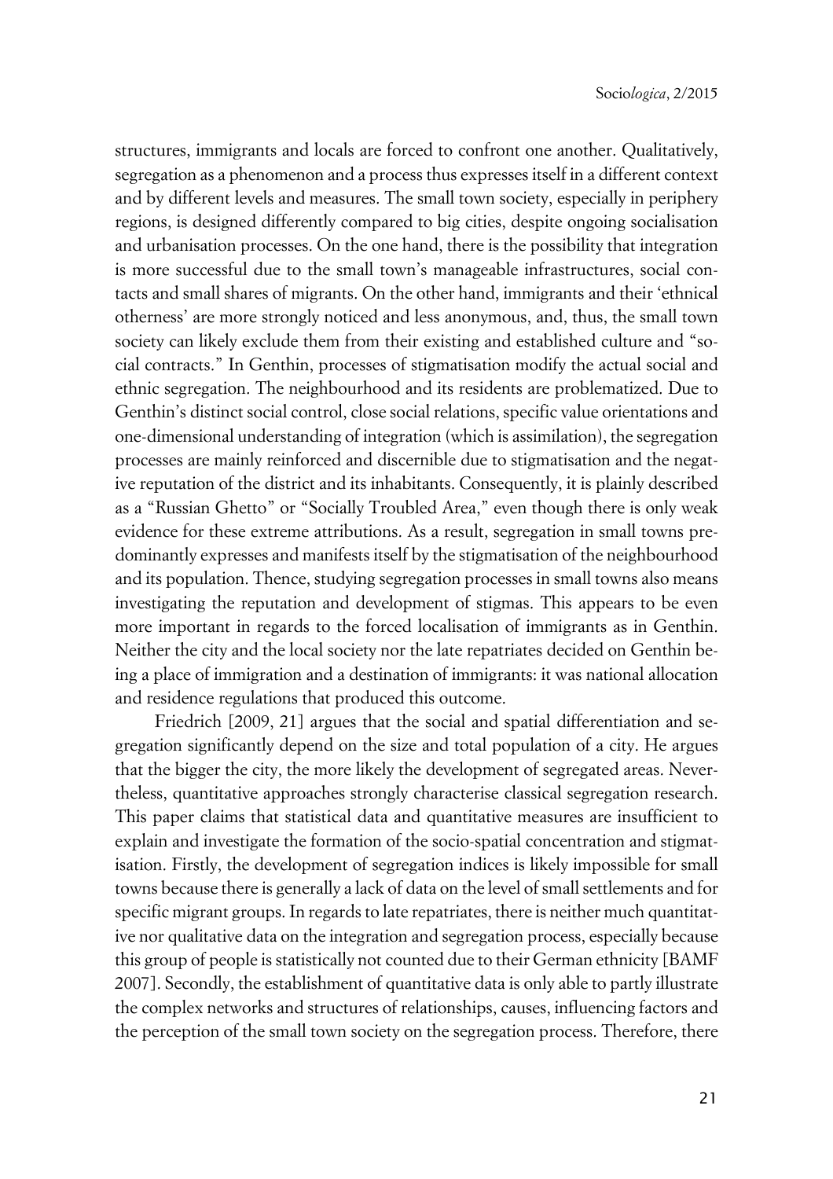structures, immigrants and locals are forced to confront one another. Qualitatively, segregation as a phenomenon and a process thus expresses itself in a different context and by different levels and measures. The small town society, especially in periphery regions, is designed differently compared to big cities, despite ongoing socialisation and urbanisation processes. On the one hand, there is the possibility that integration is more successful due to the small town's manageable infrastructures, social contacts and small shares of migrants. On the other hand, immigrants and their 'ethnical otherness' are more strongly noticed and less anonymous, and, thus, the small town society can likely exclude them from their existing and established culture and "social contracts." In Genthin, processes of stigmatisation modify the actual social and ethnic segregation. The neighbourhood and its residents are problematized. Due to Genthin's distinct social control, close social relations, specific value orientations and one-dimensional understanding of integration (which is assimilation), the segregation processes are mainly reinforced and discernible due to stigmatisation and the negative reputation of the district and its inhabitants. Consequently, it is plainly described as a "Russian Ghetto" or "Socially Troubled Area," even though there is only weak evidence for these extreme attributions. As a result, segregation in small towns predominantly expresses and manifests itself by the stigmatisation of the neighbourhood and its population. Thence, studying segregation processes in small towns also means investigating the reputation and development of stigmas. This appears to be even more important in regards to the forced localisation of immigrants as in Genthin. Neither the city and the local society nor the late repatriates decided on Genthin being a place of immigration and a destination of immigrants: it was national allocation and residence regulations that produced this outcome.

Friedrich [2009, 21] argues that the social and spatial differentiation and segregation significantly depend on the size and total population of a city. He argues that the bigger the city, the more likely the development of segregated areas. Nevertheless, quantitative approaches strongly characterise classical segregation research. This paper claims that statistical data and quantitative measures are insufficient to explain and investigate the formation of the socio-spatial concentration and stigmatisation. Firstly, the development of segregation indices is likely impossible for small towns because there is generally a lack of data on the level of small settlements and for specific migrant groups. In regards to late repatriates, there is neither much quantitative nor qualitative data on the integration and segregation process, especially because this group of people is statistically not counted due to their German ethnicity [BAMF 2007]. Secondly, the establishment of quantitative data is only able to partly illustrate the complex networks and structures of relationships, causes, influencing factors and the perception of the small town society on the segregation process. Therefore, there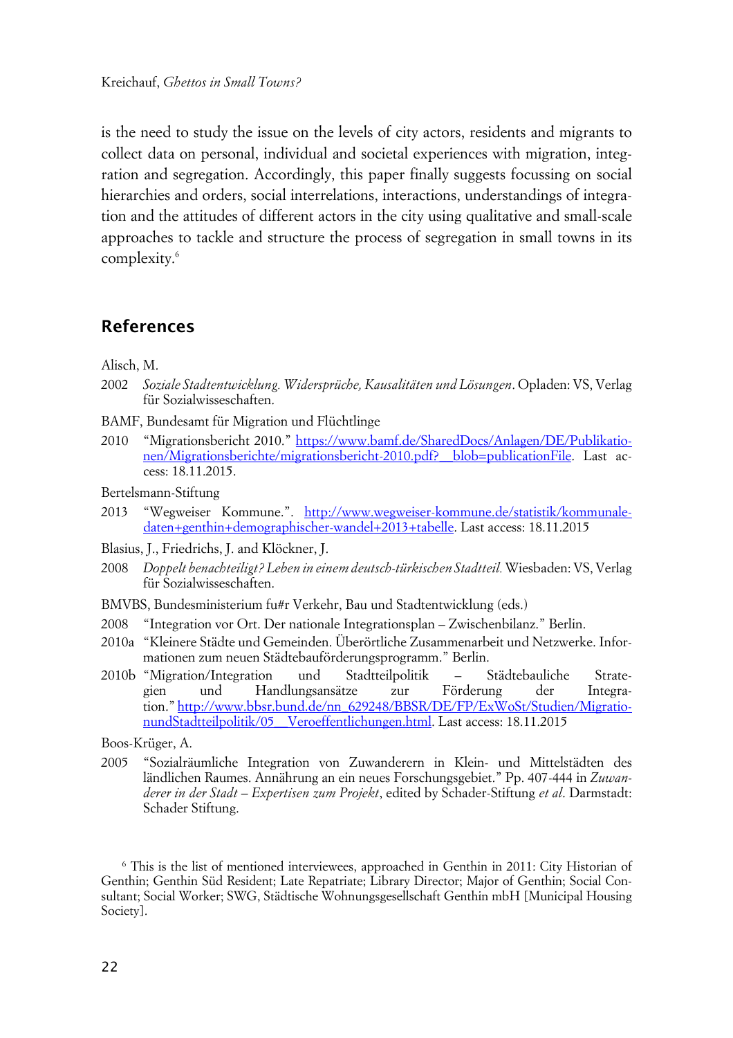is the need to study the issue on the levels of city actors, residents and migrants to collect data on personal, individual and societal experiences with migration, integration and segregation. Accordingly, this paper finally suggests focussing on social hierarchies and orders, social interrelations, interactions, understandings of integration and the attitudes of different actors in the city using qualitative and small-scale approaches to tackle and structure the process of segregation in small towns in its complexity.[6]

## References

Alisch, M.

2002 *Soziale Stadtentwicklung. Widersprüche, Kausalitäten und Lösungen*. Opladen: VS, Verlag für Sozialwisseschaften.

BAMF, Bundesamt für Migration und Flüchtlinge

2010 "Migrationsbericht 2010." https://www.bamf.de/SharedDocs/Anlagen/DE/Publikationen/Migrationsberichte/migrationsbericht-2010.pdf?__blob=publicationFile. Last access: 18.11.2015.

Bertelsmann-Stiftung

2013 "Wegweiser Kommune.". http://www.wegweiser-kommune.de/statistik/kommunale-daten+genthin+demographischer-wandel+2013+tabelle. Last access: 18.11.2015

Blasius, J., Friedrichs, J. and Klöckner, J.

2008 *Doppelt benachteiligt? Leben in einem deutsch-türkischen Stadtteil.* Wiesbaden: VS, Verlag für Sozialwisseschaften.

BMVBS, Bundesministerium fu#r Verkehr, Bau und Stadtentwicklung (eds.)

2008 "Integration vor Ort. Der nationale Integrationsplan – Zwischenbilanz." Berlin.

2010a "Kleinere Städte und Gemeinden. Überörtliche Zusammenarbeit und Netzwerke. Informationen zum neuen Städtebauförderungsprogramm." Berlin.

2010b "Migration/Integration und Stadtteilpolitik – Städtebauliche Strategien und Handlungsansätze zur Förderung der Integration." http://www.bbsr.bund.de/nn_629248/BBSR/DE/FP/ExWoSt/Studien/MigrationundStadtteilpolitik/05__Veroeffentlichungen.html. Last access: 18.11.2015

Boos-Krüger, A.

2005 "Sozialräumliche Integration von Zuwanderern in Klein- und Mittelstädten des ländlichen Raumes. Annährung an ein neues Forschungsgebiet." Pp. 407-444 in *Zuwanderer in der Stadt – Expertisen zum Projekt*, edited by Schader-Stiftung *et al*. Darmstadt: Schader Stiftung.

[6] This is the list of mentioned interviewees, approached in Genthin in 2011: City Historian of Genthin; Genthin Süd Resident; Late Repatriate; Library Director; Major of Genthin; Social Consultant; Social Worker; SWG, Städtische Wohnungsgesellschaft Genthin mbH [Municipal Housing Society].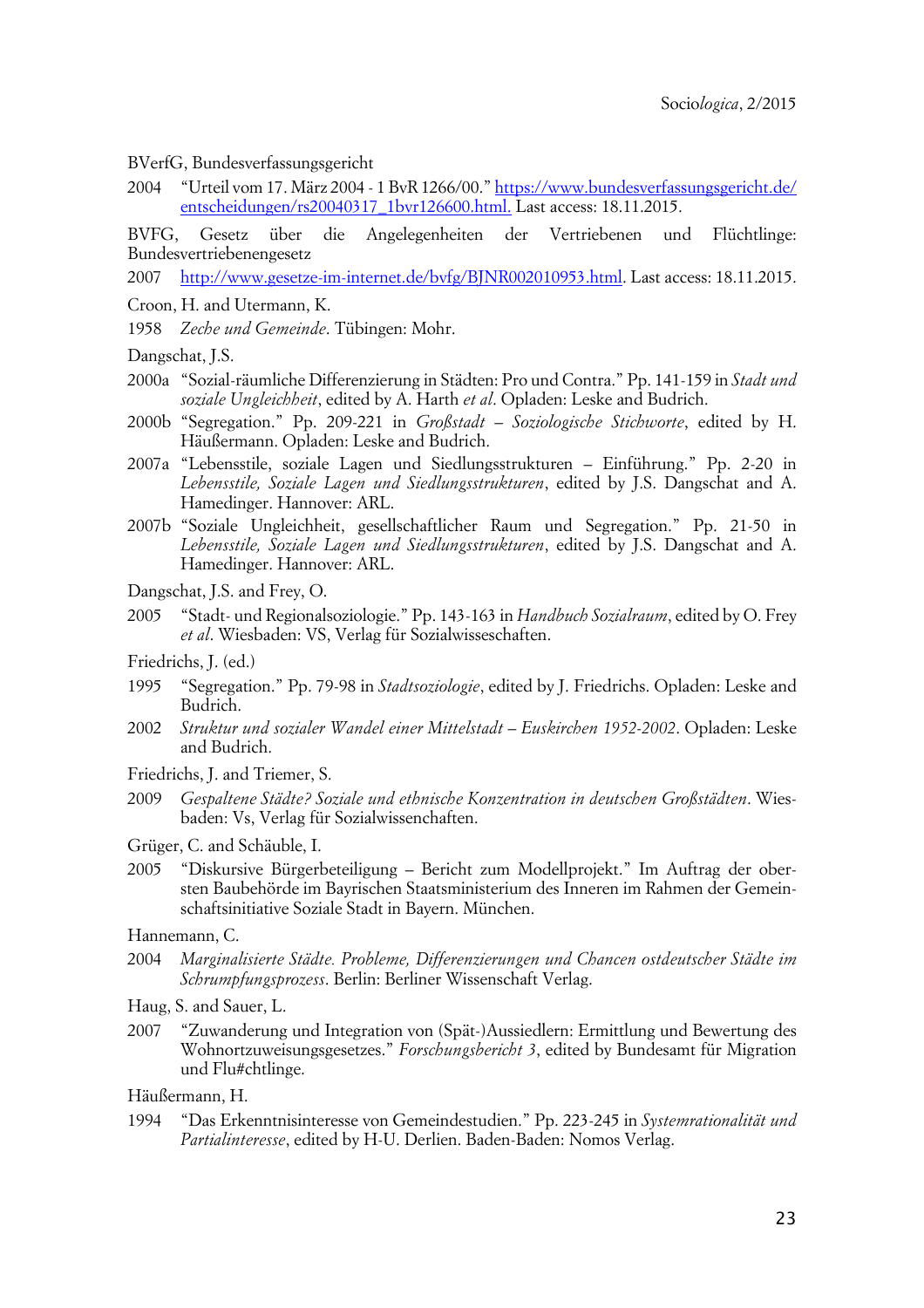BVerfG, Bundesverfassungsgericht

2004 "Urteil vom 17. März 2004 - 1 BvR 1266/00." [https://www.bundesverfassungsgericht.de/entscheidungen/rs20040317_1bvr126600.html.](https://www.bundesverfassungsgericht.de/entscheidungen/rs20040317_1bvr126600.html) Last access: 18.11.2015.

BVFG, Gesetz über die Angelegenheiten der Vertriebenen und Flüchtlinge: Bundesvertriebenengesetz

2007 [http://www.gesetze-im-internet.de/bvfg/BJNR002010953.html](http://www.gesetze-im-internet.de/bvfg/BJNR002010953.html). Last access: 18.11.2015.

Croon, H. and Utermann, K.

1958 *Zeche und Gemeinde*. Tübingen: Mohr.

Dangschat, J.S.

2000a "Sozial-räumliche Differenzierung in Städten: Pro und Contra." Pp. 141-159 in *Stadt und soziale Ungleichheit*, edited by A. Harth *et al*. Opladen: Leske and Budrich.

2000b "Segregation." Pp. 209-221 in *Großstadt – Soziologische Stichworte*, edited by H. Häußermann. Opladen: Leske and Budrich.

2007a "Lebensstile, soziale Lagen und Siedlungsstrukturen – Einführung." Pp. 2-20 in *Lebensstile, Soziale Lagen und Siedlungsstrukturen*, edited by J.S. Dangschat and A. Hamedinger. Hannover: ARL.

2007b "Soziale Ungleichheit, gesellschaftlicher Raum und Segregation." Pp. 21-50 in *Lebensstile, Soziale Lagen und Siedlungsstrukturen*, edited by J.S. Dangschat and A. Hamedinger. Hannover: ARL.

Dangschat, J.S. and Frey, O.

2005 "Stadt- und Regionalsoziologie." Pp. 143-163 in *Handbuch Sozialraum*, edited by O. Frey *et al*. Wiesbaden: VS, Verlag für Sozialwisseschaften.

Friedrichs, J. (ed.)

1995 "Segregation." Pp. 79-98 in *Stadtsoziologie*, edited by J. Friedrichs. Opladen: Leske and Budrich.

2002 *Struktur und sozialer Wandel einer Mittelstadt – Euskirchen 1952-2002*. Opladen: Leske and Budrich.

Friedrichs, J. and Triemer, S.

2009 *Gespaltene Städte? Soziale und ethnische Konzentration in deutschen Großstädten*. Wiesbaden: Vs, Verlag für Sozialwissenchaften.

Grüger, C. and Schäuble, I.

2005 "Diskursive Bürgerbeteiligung – Bericht zum Modellprojekt." Im Auftrag der obersten Baubehörde im Bayrischen Staatsministerium des Inneren im Rahmen der Gemeinschaftsinitiative Soziale Stadt in Bayern. München.

Hannemann, C.

2004 *Marginalisierte Städte. Probleme, Differenzierungen und Chancen ostdeutscher Städte im Schrumpfungsprozess*. Berlin: Berliner Wissenschaft Verlag.

Haug, S. and Sauer, L.

2007 "Zuwanderung und Integration von (Spät-)Aussiedlern: Ermittlung und Bewertung des Wohnortzuweisungsgesetzes." *Forschungsbericht 3*, edited by Bundesamt für Migration und Flu#chtlinge.

Häußermann, H.

1994 "Das Erkenntnisinteresse von Gemeindestudien." Pp. 223-245 in *Systemrationalität und Partialinteresse*, edited by H-U. Derlien. Baden-Baden: Nomos Verlag.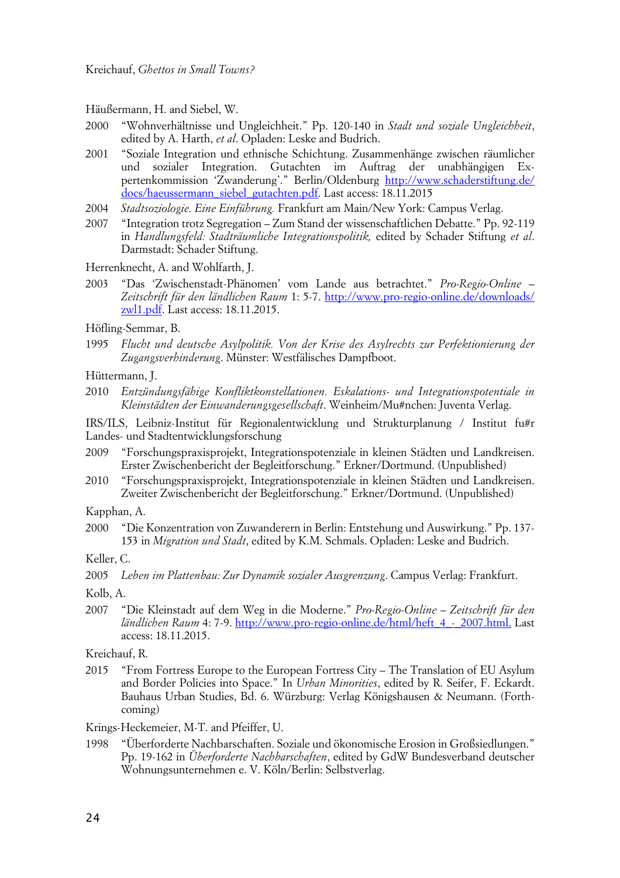Häußermann, H. and Siebel, W.

2000 "Wohnverhältnisse und Ungleichheit." Pp. 120-140 in *Stadt und soziale Ungleichheit*, edited by A. Harth, *et al*. Opladen: Leske and Budrich.

2001 "Soziale Integration und ethnische Schichtung. Zusammenhänge zwischen räumlicher und sozialer Integration. Gutachten im Auftrag der unabhängigen Expertenkommission 'Zwanderung'." Berlin/Oldenburg http://www.schaderstiftung.de/docs/haeussermann_siebel_gutachten.pdf. Last access: 18.11.2015

2004 *Stadtsoziologie. Eine Einführung.* Frankfurt am Main/New York: Campus Verlag.

2007 "Integration trotz Segregation – Zum Stand der wissenschaftlichen Debatte." Pp. 92-119 in *Handlungsfeld: Stadträumliche Integrationspolitik,* edited by Schader Stiftung *et al*. Darmstadt: Schader Stiftung.

Herrenknecht, A. and Wohlfarth, J.

2003 "Das 'Zwischenstadt-Phänomen' vom Lande aus betrachtet." *Pro-Regio-Online – Zeitschrift für den ländlichen Raum* 1: 5-7. http://www.pro-regio-online.de/downloads/zwl1.pdf. Last access: 18.11.2015.

Höfling-Semmar, B.

1995 *Flucht und deutsche Asylpolitik. Von der Krise des Asylrechts zur Perfektionierung der Zugangsverhinderung.* Münster: Westfälisches Dampfboot.

Hüttermann, J.

2010 *Entzündungsfähige Konfliktkonstellationen. Eskalations- und Integrationspotentiale in Kleinstädten der Einwanderungsgesellschaft*. Weinheim/Mu#nchen: Juventa Verlag.

IRS/ILS, Leibniz-Institut für Regionalentwicklung und Strukturplanung / Institut fu#r Landes- und Stadtentwicklungsforschung

2009 "Forschungspraxisprojekt, Integrationspotenziale in kleinen Städten und Landkreisen. Erster Zwischenbericht der Begleitforschung." Erkner/Dortmund. (Unpublished)

2010 "Forschungspraxisprojekt, Integrationspotenziale in kleinen Städten und Landkreisen. Zweiter Zwischenbericht der Begleitforschung." Erkner/Dortmund. (Unpublished)

Kapphan, A.

2000 "Die Konzentration von Zuwanderern in Berlin: Entstehung und Auswirkung." Pp. 137-153 in *Migration und Stadt*, edited by K.M. Schmals. Opladen: Leske and Budrich.

Keller, C.

2005 *Leben im Plattenbau: Zur Dynamik sozialer Ausgrenzung*. Campus Verlag: Frankfurt.

Kolb, A.

2007 "Die Kleinstadt auf dem Weg in die Moderne." *Pro-Regio-Online – Zeitschrift für den ländlichen Raum* 4: 7-9. http://www.pro-regio-online.de/html/heft_4_-_2007.html. Last access: 18.11.2015.

Kreichauf, R.

2015 "From Fortress Europe to the European Fortress City – The Translation of EU Asylum and Border Policies into Space." In *Urban Minorities*, edited by R. Seifer, F. Eckardt. Bauhaus Urban Studies, Bd. 6. Würzburg: Verlag Königshausen & Neumann. (Forthcoming)

Krings-Heckemeier, M-T. and Pfeiffer, U.

1998 "Überforderte Nachbarschaften. Soziale und ökonomische Erosion in Großsiedlungen." Pp. 19-162 in *Überforderte Nachbarschaften*, edited by GdW Bundesverband deutscher Wohnungsunternehmen e. V. Köln/Berlin: Selbstverlag.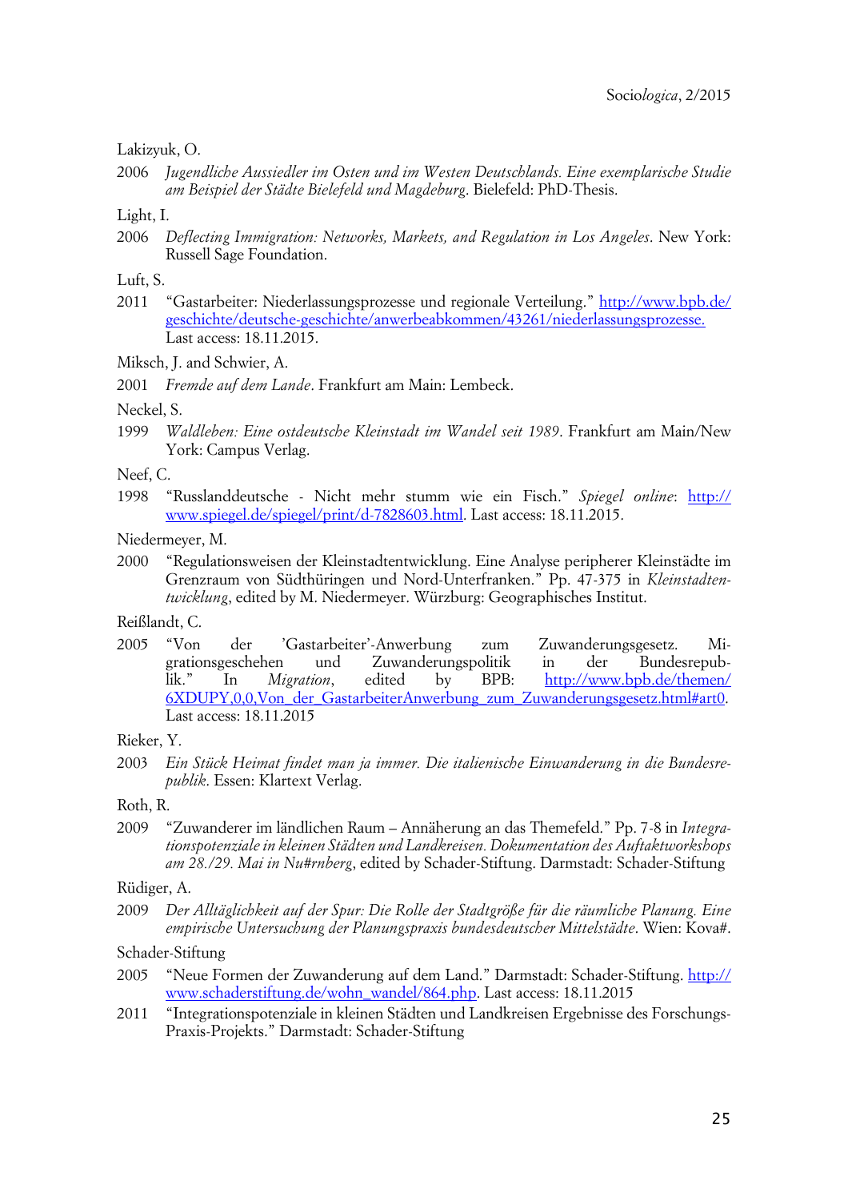Lakizyuk, O.

2006 *Jugendliche Aussiedler im Osten und im Westen Deutschlands. Eine exemplarische Studie am Beispiel der Städte Bielefeld und Magdeburg*. Bielefeld: PhD-Thesis.

Light, I.

2006 *Deflecting Immigration: Networks, Markets, and Regulation in Los Angeles*. New York: Russell Sage Foundation.

Luft, S.

2011 "Gastarbeiter: Niederlassungsprozesse und regionale Verteilung." http://www.bpb.de/geschichte/deutsche-geschichte/anwerbeabkommen/43261/niederlassungsprozesse. Last access: 18.11.2015.

Miksch, J. and Schwier, A.

2001 *Fremde auf dem Lande*. Frankfurt am Main: Lembeck.

Neckel, S.

1999 *Waldleben: Eine ostdeutsche Kleinstadt im Wandel seit 1989*. Frankfurt am Main/New York: Campus Verlag.

Neef, C.

1998 "Russlanddeutsche - Nicht mehr stumm wie ein Fisch." *Spiegel online*: http://www.spiegel.de/spiegel/print/d-7828603.html. Last access: 18.11.2015.

Niedermeyer, M.

2000 "Regulationsweisen der Kleinstadtentwicklung. Eine Analyse peripherer Kleinstädte im Grenzraum von Südthüringen und Nord-Unterfranken." Pp. 47-375 in *Kleinstadtentwicklung*, edited by M. Niedermeyer. Würzburg: Geographisches Institut.

Reißlandt, C.

2005 "Von der 'Gastarbeiter'-Anwerbung zum Zuwanderungsgesetz. Migrationsgeschehen und Zuwanderungspolitik in der Bundesrepublik." In *Migration*, edited by BPB: http://www.bpb.de/themen/6XDUPY,0,0,Von_der_GastarbeiterAnwerbung_zum_Zuwanderungsgesetz.html#art0. Last access: 18.11.2015

Rieker, Y.

2003 *Ein Stück Heimat findet man ja immer. Die italienische Einwanderung in die Bundesrepublik*. Essen: Klartext Verlag.

Roth, R.

2009 "Zuwanderer im ländlichen Raum – Annäherung an das Themefeld." Pp. 7-8 in *Integrationspotenziale in kleinen Städten und Landkreisen. Dokumentation des Auftaktworkshops am 28./29. Mai in Nu#rnberg*, edited by Schader-Stiftung. Darmstadt: Schader-Stiftung

Rüdiger, A.

2009 *Der Alltäglichkeit auf der Spur: Die Rolle der Stadtgröße für die räumliche Planung. Eine empirische Untersuchung der Planungspraxis bundesdeutscher Mittelstädte*. Wien: Kova#.

Schader-Stiftung

2005 "Neue Formen der Zuwanderung auf dem Land." Darmstadt: Schader-Stiftung. http://www.schaderstiftung.de/wohn_wandel/864.php. Last access: 18.11.2015

2011 "Integrationspotenziale in kleinen Städten und Landkreisen Ergebnisse des Forschungs-Praxis-Projekts." Darmstadt: Schader-Stiftung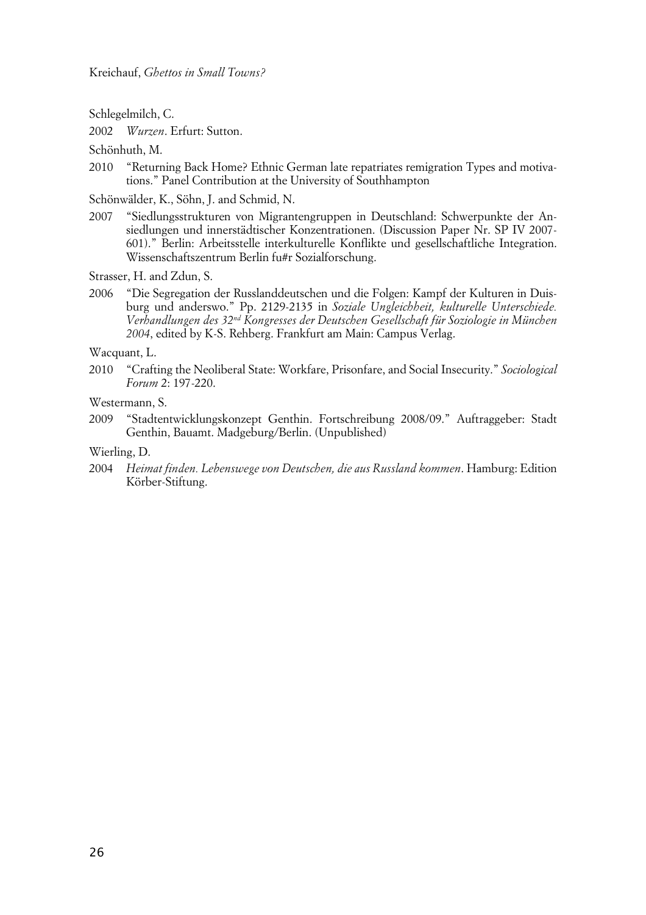Schlegelmilch, C.

2002 *Wurzen*. Erfurt: Sutton.

Schönhuth, M.

2010 "Returning Back Home? Ethnic German late repatriates remigration Types and motivations." Panel Contribution at the University of Southhampton

Schönwälder, K., Söhn, J. and Schmid, N.

2007 "Siedlungsstrukturen von Migrantengruppen in Deutschland: Schwerpunkte der Ansiedlungen und innerstädtischer Konzentrationen. (Discussion Paper Nr. SP IV 2007-601)." Berlin: Arbeitsstelle interkulturelle Konflikte und gesellschaftliche Integration. Wissenschaftszentrum Berlin fu#r Sozialforschung.

Strasser, H. and Zdun, S.

2006 "Die Segregation der Russlanddeutschen und die Folgen: Kampf der Kulturen in Duisburg und anderswo." Pp. 2129-2135 in *Soziale Ungleichheit, kulturelle Unterschiede. Verhandlungen des 32nd Kongresses der Deutschen Gesellschaft für Soziologie in München 2004*, edited by K-S. Rehberg. Frankfurt am Main: Campus Verlag.

Wacquant, L.

2010 "Crafting the Neoliberal State: Workfare, Prisonfare, and Social Insecurity." *Sociological Forum* 2: 197-220.

Westermann, S.

2009 "Stadtentwicklungskonzept Genthin. Fortschreibung 2008/09." Auftraggeber: Stadt Genthin, Bauamt. Madgeburg/Berlin. (Unpublished)

Wierling, D.

2004 *Heimat finden. Lebenswege von Deutschen, die aus Russland kommen*. Hamburg: Edition Körber-Stiftung.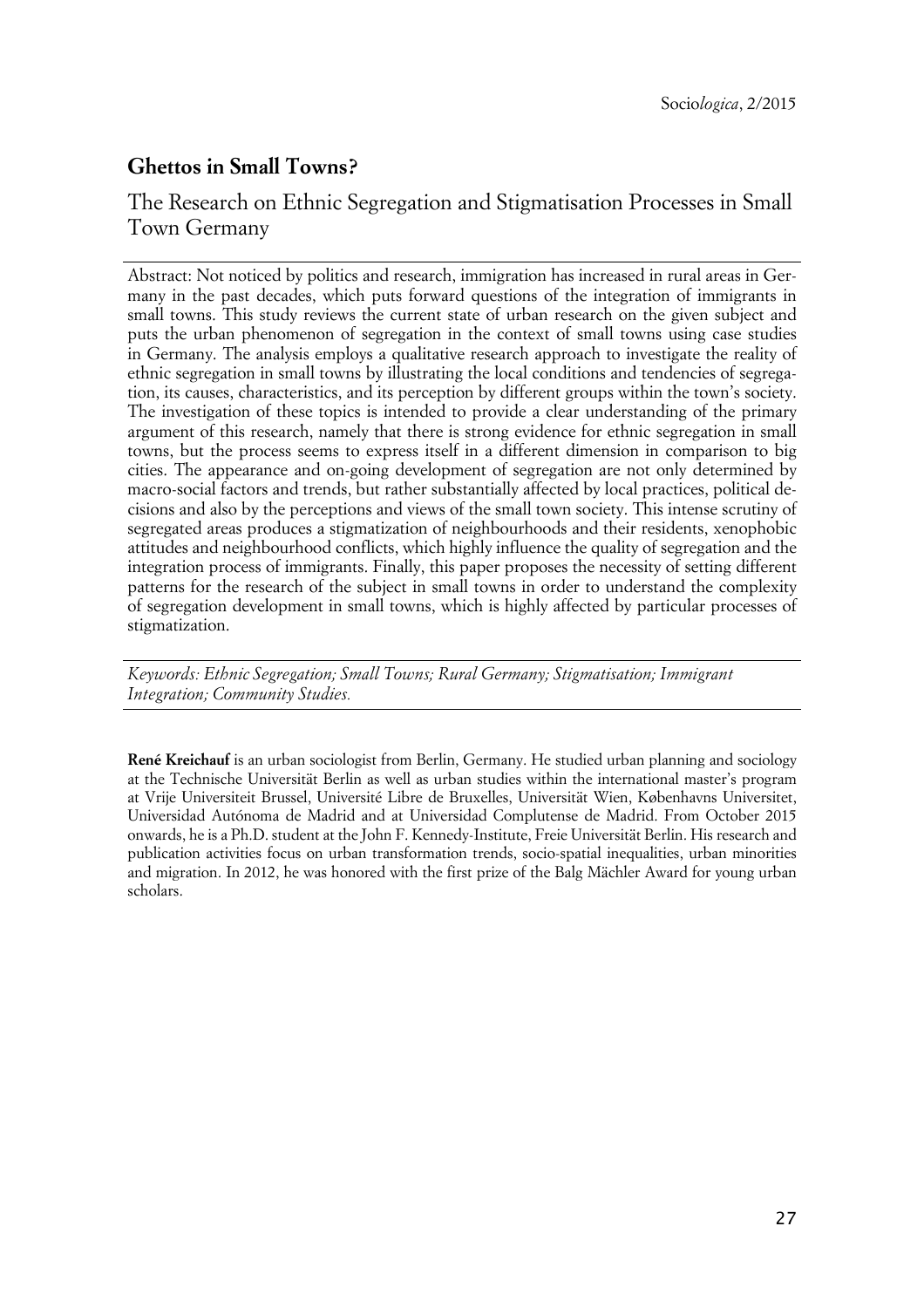## Ghettos in Small Towns?

The Research on Ethnic Segregation and Stigmatisation Processes in Small Town Germany

Abstract: Not noticed by politics and research, immigration has increased in rural areas in Germany in the past decades, which puts forward questions of the integration of immigrants in small towns. This study reviews the current state of urban research on the given subject and puts the urban phenomenon of segregation in the context of small towns using case studies in Germany. The analysis employs a qualitative research approach to investigate the reality of ethnic segregation in small towns by illustrating the local conditions and tendencies of segregation, its causes, characteristics, and its perception by different groups within the town's society. The investigation of these topics is intended to provide a clear understanding of the primary argument of this research, namely that there is strong evidence for ethnic segregation in small towns, but the process seems to express itself in a different dimension in comparison to big cities. The appearance and on-going development of segregation are not only determined by macro-social factors and trends, but rather substantially affected by local practices, political decisions and also by the perceptions and views of the small town society. This intense scrutiny of segregated areas produces a stigmatization of neighbourhoods and their residents, xenophobic attitudes and neighbourhood conflicts, which highly influence the quality of segregation and the integration process of immigrants. Finally, this paper proposes the necessity of setting different patterns for the research of the subject in small towns in order to understand the complexity of segregation development in small towns, which is highly affected by particular processes of stigmatization.

*Keywords: Ethnic Segregation; Small Towns; Rural Germany; Stigmatisation; Immigrant Integration; Community Studies.*

**René Kreichauf** is an urban sociologist from Berlin, Germany. He studied urban planning and sociology at the Technische Universität Berlin as well as urban studies within the international master's program at Vrije Universiteit Brussel, Université Libre de Bruxelles, Universität Wien, Københavns Universitet, Universidad Autónoma de Madrid and at Universidad Complutense de Madrid. From October 2015 onwards, he is a Ph.D. student at the John F. Kennedy-Institute, Freie Universität Berlin. His research and publication activities focus on urban transformation trends, socio-spatial inequalities, urban minorities and migration. In 2012, he was honored with the first prize of the Balg Mächler Award for young urban scholars.